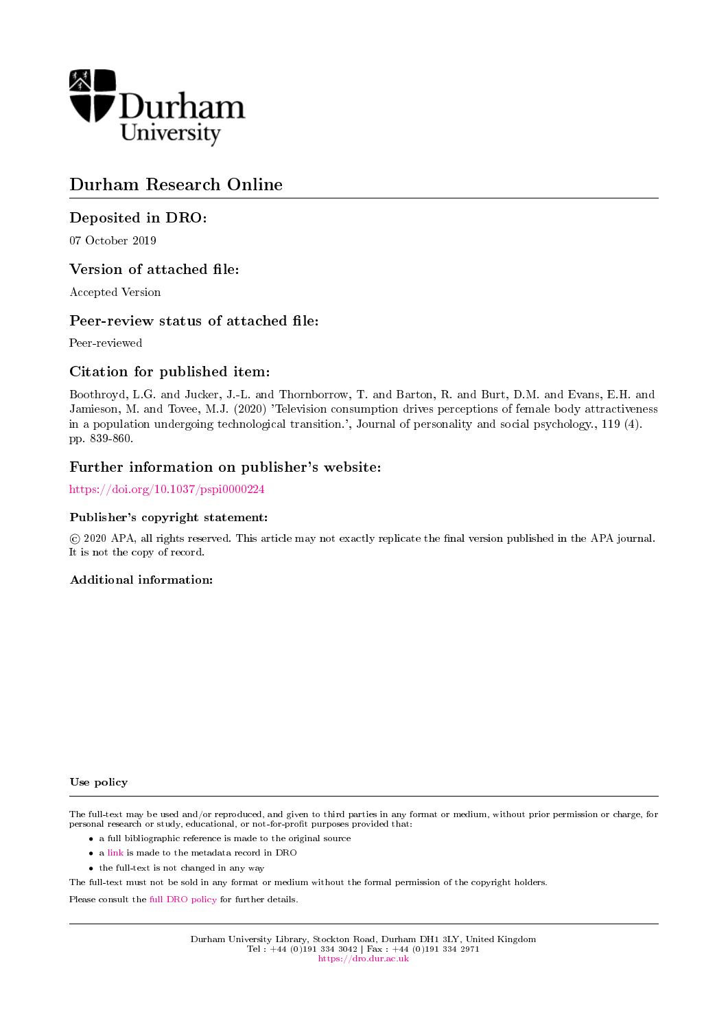Durham University

# Durham Research Online

## Deposited in DRO:

07 October 2019

## Version of attached file:

Accepted Version

## Peer-review status of attached file:

Peer-reviewed

## Citation for published item:

Boothroyd, L.G. and Jucker, J.-L. and Thornborrow, T. and Barton, R. and Burt, D.M. and Evans, E.H. and Jamieson, M. and Tovee, M.J. (2020) 'Television consumption drives perceptions of female body attractiveness in a population undergoing technological transition.', Journal of personality and social psychology., 119 (4). pp. 839-860.

## Further information on publisher's website:

https://doi.org/10.1037/pspi0000224

### Publisher's copyright statement:

© 2020 APA, all rights reserved. This article may not exactly replicate the final version published in the APA journal. It is not the copy of record.

### Additional information:

#### Use policy

The full-text may be used and/or reproduced, and given to third parties in any format or medium, without prior permission or charge, for personal research or study, educational, or not-for-profit purposes provided that:

- a full bibliographic reference is made to the original source
- a link is made to the metadata record in DRO
- the full-text is not changed in any way

The full-text must not be sold in any format or medium without the formal permission of the copyright holders.

Please consult the full DRO policy for further details.

Durham University Library, Stockton Road, Durham DH1 3LY, United Kingdom
Tel : +44 (0)191 334 3042 | Fax : +44 (0)191 334 2971
https://dro.dur.ac.uk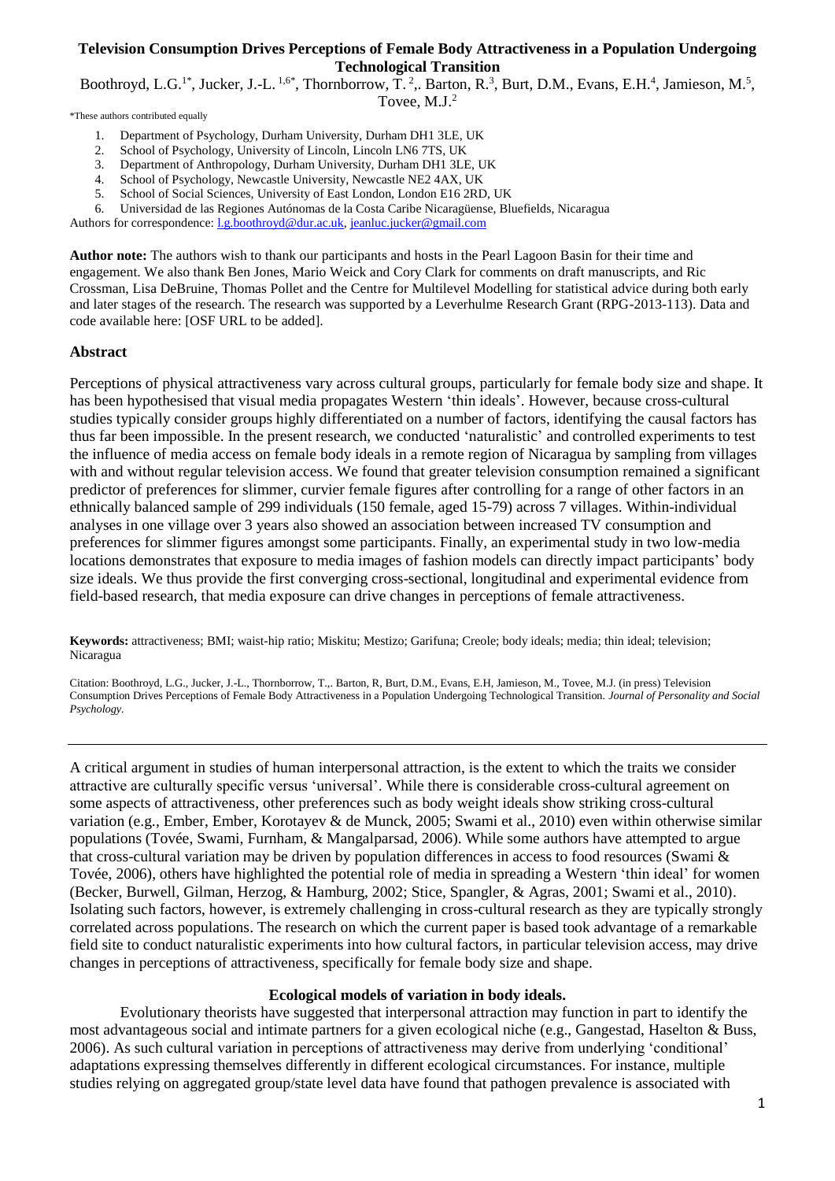# Television Consumption Drives Perceptions of Female Body Attractiveness in a Population Undergoing Technological Transition

Boothroyd, L.G.[1*], Jucker, J.-L. [1,6*], Thornborrow, T. [2],. Barton, R.[3], Burt, D.M., Evans, E.H.[4], Jamieson, M.[5], Tovee, M.J.[2]

*These authors contributed equally

1. Department of Psychology, Durham University, Durham DH1 3LE, UK
2. School of Psychology, University of Lincoln, Lincoln LN6 7TS, UK
3. Department of Anthropology, Durham University, Durham DH1 3LE, UK
4. School of Psychology, Newcastle University, Newcastle NE2 4AX, UK
5. School of Social Sciences, University of East London, London E16 2RD, UK
6. Universidad de las Regiones Autónomas de la Costa Caribe Nicaragüense, Bluefields, Nicaragua

Authors for correspondence: l.g.boothroyd@dur.ac.uk, jeanluc.jucker@gmail.com

**Author note:** The authors wish to thank our participants and hosts in the Pearl Lagoon Basin for their time and engagement. We also thank Ben Jones, Mario Weick and Cory Clark for comments on draft manuscripts, and Ric Crossman, Lisa DeBruine, Thomas Pollet and the Centre for Multilevel Modelling for statistical advice during both early and later stages of the research. The research was supported by a Leverhulme Research Grant (RPG-2013-113). Data and code available here: [OSF URL to be added].

## Abstract

Perceptions of physical attractiveness vary across cultural groups, particularly for female body size and shape. It has been hypothesised that visual media propagates Western 'thin ideals'. However, because cross-cultural studies typically consider groups highly differentiated on a number of factors, identifying the causal factors has thus far been impossible. In the present research, we conducted 'naturalistic' and controlled experiments to test the influence of media access on female body ideals in a remote region of Nicaragua by sampling from villages with and without regular television access. We found that greater television consumption remained a significant predictor of preferences for slimmer, curvier female figures after controlling for a range of other factors in an ethnically balanced sample of 299 individuals (150 female, aged 15-79) across 7 villages. Within-individual analyses in one village over 3 years also showed an association between increased TV consumption and preferences for slimmer figures amongst some participants. Finally, an experimental study in two low-media locations demonstrates that exposure to media images of fashion models can directly impact participants' body size ideals. We thus provide the first converging cross-sectional, longitudinal and experimental evidence from field-based research, that media exposure can drive changes in perceptions of female attractiveness.

**Keywords:** attractiveness; BMI; waist-hip ratio; Miskitu; Mestizo; Garifuna; Creole; body ideals; media; thin ideal; television; Nicaragua

Citation: Boothroyd, L.G., Jucker, J.-L., Thornborrow, T.,. Barton, R, Burt, D.M., Evans, E.H, Jamieson, M., Tovee, M.J. (in press) Television Consumption Drives Perceptions of Female Body Attractiveness in a Population Undergoing Technological Transition. *Journal of Personality and Social Psychology.*

---

A critical argument in studies of human interpersonal attraction, is the extent to which the traits we consider attractive are culturally specific versus 'universal'. While there is considerable cross-cultural agreement on some aspects of attractiveness, other preferences such as body weight ideals show striking cross-cultural variation (e.g., Ember, Ember, Korotayev & de Munck, 2005; Swami et al., 2010) even within otherwise similar populations (Tovée, Swami, Furnham, & Mangalparsad, 2006). While some authors have attempted to argue that cross-cultural variation may be driven by population differences in access to food resources (Swami & Tovée, 2006), others have highlighted the potential role of media in spreading a Western 'thin ideal' for women (Becker, Burwell, Gilman, Herzog, & Hamburg, 2002; Stice, Spangler, & Agras, 2001; Swami et al., 2010). Isolating such factors, however, is extremely challenging in cross-cultural research as they are typically strongly correlated across populations. The research on which the current paper is based took advantage of a remarkable field site to conduct naturalistic experiments into how cultural factors, in particular television access, may drive changes in perceptions of attractiveness, specifically for female body size and shape.

### Ecological models of variation in body ideals.

Evolutionary theorists have suggested that interpersonal attraction may function in part to identify the most advantageous social and intimate partners for a given ecological niche (e.g., Gangestad, Haselton & Buss, 2006). As such cultural variation in perceptions of attractiveness may derive from underlying 'conditional' adaptations expressing themselves differently in different ecological circumstances. For instance, multiple studies relying on aggregated group/state level data have found that pathogen prevalence is associated with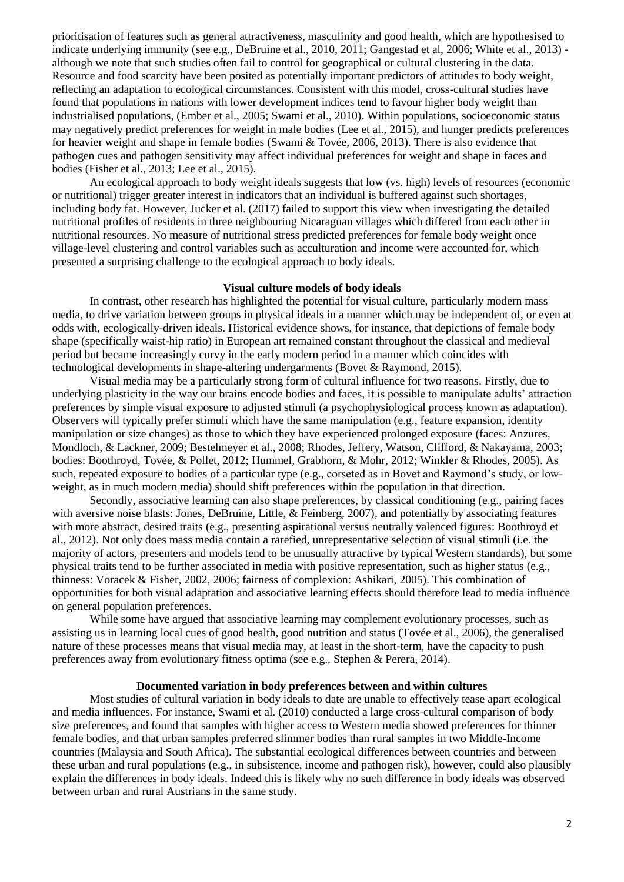prioritisation of features such as general attractiveness, masculinity and good health, which are hypothesised to indicate underlying immunity (see e.g., DeBruine et al., 2010, 2011; Gangestad et al, 2006; White et al., 2013) - although we note that such studies often fail to control for geographical or cultural clustering in the data. Resource and food scarcity have been posited as potentially important predictors of attitudes to body weight, reflecting an adaptation to ecological circumstances. Consistent with this model, cross-cultural studies have found that populations in nations with lower development indices tend to favour higher body weight than industrialised populations, (Ember et al., 2005; Swami et al., 2010). Within populations, socioeconomic status may negatively predict preferences for weight in male bodies (Lee et al., 2015), and hunger predicts preferences for heavier weight and shape in female bodies (Swami & Tovée, 2006, 2013). There is also evidence that pathogen cues and pathogen sensitivity may affect individual preferences for weight and shape in faces and bodies (Fisher et al., 2013; Lee et al., 2015).

An ecological approach to body weight ideals suggests that low (vs. high) levels of resources (economic or nutritional) trigger greater interest in indicators that an individual is buffered against such shortages, including body fat. However, Jucker et al. (2017) failed to support this view when investigating the detailed nutritional profiles of residents in three neighbouring Nicaraguan villages which differed from each other in nutritional resources. No measure of nutritional stress predicted preferences for female body weight once village-level clustering and control variables such as acculturation and income were accounted for, which presented a surprising challenge to the ecological approach to body ideals.

## Visual culture models of body ideals

In contrast, other research has highlighted the potential for visual culture, particularly modern mass media, to drive variation between groups in physical ideals in a manner which may be independent of, or even at odds with, ecologically-driven ideals. Historical evidence shows, for instance, that depictions of female body shape (specifically waist-hip ratio) in European art remained constant throughout the classical and medieval period but became increasingly curvy in the early modern period in a manner which coincides with technological developments in shape-altering undergarments (Bovet & Raymond, 2015).

Visual media may be a particularly strong form of cultural influence for two reasons. Firstly, due to underlying plasticity in the way our brains encode bodies and faces, it is possible to manipulate adults' attraction preferences by simple visual exposure to adjusted stimuli (a psychophysiological process known as adaptation). Observers will typically prefer stimuli which have the same manipulation (e.g., feature expansion, identity manipulation or size changes) as those to which they have experienced prolonged exposure (faces: Anzures, Mondloch, & Lackner, 2009; Bestelmeyer et al., 2008; Rhodes, Jeffery, Watson, Clifford, & Nakayama, 2003; bodies: Boothroyd, Tovée, & Pollet, 2012; Hummel, Grabhorn, & Mohr, 2012; Winkler & Rhodes, 2005). As such, repeated exposure to bodies of a particular type (e.g., corseted as in Bovet and Raymond's study, or low-weight, as in much modern media) should shift preferences within the population in that direction.

Secondly, associative learning can also shape preferences, by classical conditioning (e.g., pairing faces with aversive noise blasts: Jones, DeBruine, Little, & Feinberg, 2007), and potentially by associating features with more abstract, desired traits (e.g., presenting aspirational versus neutrally valenced figures: Boothroyd et al., 2012). Not only does mass media contain a rarefied, unrepresentative selection of visual stimuli (i.e. the majority of actors, presenters and models tend to be unusually attractive by typical Western standards), but some physical traits tend to be further associated in media with positive representation, such as higher status (e.g., thinness: Voracek & Fisher, 2002, 2006; fairness of complexion: Ashikari, 2005). This combination of opportunities for both visual adaptation and associative learning effects should therefore lead to media influence on general population preferences.

While some have argued that associative learning may complement evolutionary processes, such as assisting us in learning local cues of good health, good nutrition and status (Tovée et al., 2006), the generalised nature of these processes means that visual media may, at least in the short-term, have the capacity to push preferences away from evolutionary fitness optima (see e.g., Stephen & Perera, 2014).

## Documented variation in body preferences between and within cultures

Most studies of cultural variation in body ideals to date are unable to effectively tease apart ecological and media influences. For instance, Swami et al. (2010) conducted a large cross-cultural comparison of body size preferences, and found that samples with higher access to Western media showed preferences for thinner female bodies, and that urban samples preferred slimmer bodies than rural samples in two Middle-Income countries (Malaysia and South Africa). The substantial ecological differences between countries and between these urban and rural populations (e.g., in subsistence, income and pathogen risk), however, could also plausibly explain the differences in body ideals. Indeed this is likely why no such difference in body ideals was observed between urban and rural Austrians in the same study.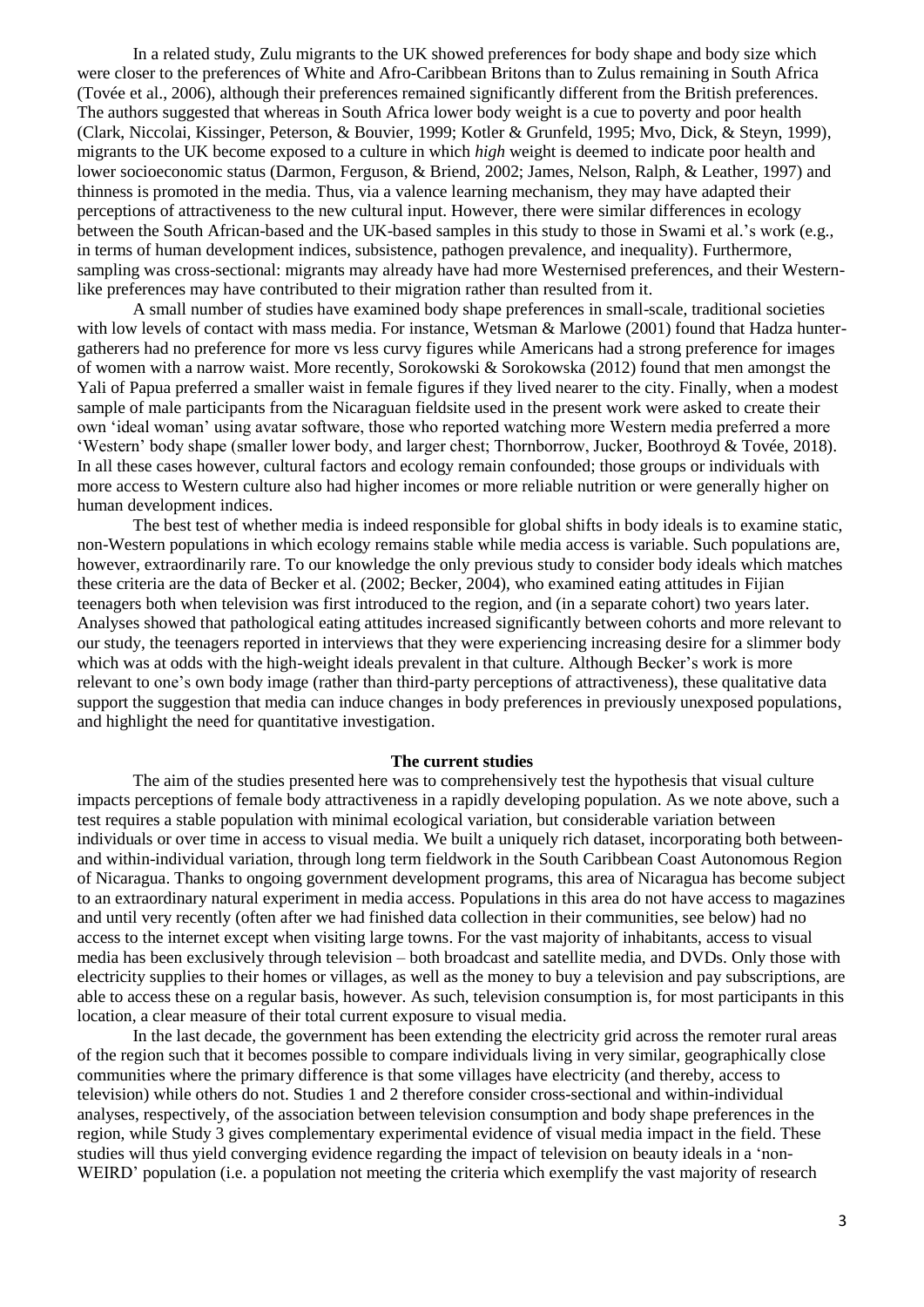In a related study, Zulu migrants to the UK showed preferences for body shape and body size which were closer to the preferences of White and Afro-Caribbean Britons than to Zulus remaining in South Africa (Tovée et al., 2006), although their preferences remained significantly different from the British preferences. The authors suggested that whereas in South Africa lower body weight is a cue to poverty and poor health (Clark, Niccolai, Kissinger, Peterson, & Bouvier, 1999; Kotler & Grunfeld, 1995; Mvo, Dick, & Steyn, 1999), migrants to the UK become exposed to a culture in which *high* weight is deemed to indicate poor health and lower socioeconomic status (Darmon, Ferguson, & Briend, 2002; James, Nelson, Ralph, & Leather, 1997) and thinness is promoted in the media. Thus, via a valence learning mechanism, they may have adapted their perceptions of attractiveness to the new cultural input. However, there were similar differences in ecology between the South African-based and the UK-based samples in this study to those in Swami et al.'s work (e.g., in terms of human development indices, subsistence, pathogen prevalence, and inequality). Furthermore, sampling was cross-sectional: migrants may already have had more Westernised preferences, and their Western-like preferences may have contributed to their migration rather than resulted from it.

A small number of studies have examined body shape preferences in small-scale, traditional societies with low levels of contact with mass media. For instance, Wetsman & Marlowe (2001) found that Hadza hunter-gatherers had no preference for more vs less curvy figures while Americans had a strong preference for images of women with a narrow waist. More recently, Sorokowski & Sorokowska (2012) found that men amongst the Yali of Papua preferred a smaller waist in female figures if they lived nearer to the city. Finally, when a modest sample of male participants from the Nicaraguan fieldsite used in the present work were asked to create their own 'ideal woman' using avatar software, those who reported watching more Western media preferred a more 'Western' body shape (smaller lower body, and larger chest; Thornborrow, Jucker, Boothroyd & Tovée, 2018). In all these cases however, cultural factors and ecology remain confounded; those groups or individuals with more access to Western culture also had higher incomes or more reliable nutrition or were generally higher on human development indices.

The best test of whether media is indeed responsible for global shifts in body ideals is to examine static, non-Western populations in which ecology remains stable while media access is variable. Such populations are, however, extraordinarily rare. To our knowledge the only previous study to consider body ideals which matches these criteria are the data of Becker et al. (2002; Becker, 2004), who examined eating attitudes in Fijian teenagers both when television was first introduced to the region, and (in a separate cohort) two years later. Analyses showed that pathological eating attitudes increased significantly between cohorts and more relevant to our study, the teenagers reported in interviews that they were experiencing increasing desire for a slimmer body which was at odds with the high-weight ideals prevalent in that culture. Although Becker's work is more relevant to one's own body image (rather than third-party perceptions of attractiveness), these qualitative data support the suggestion that media can induce changes in body preferences in previously unexposed populations, and highlight the need for quantitative investigation.

## The current studies

The aim of the studies presented here was to comprehensively test the hypothesis that visual culture impacts perceptions of female body attractiveness in a rapidly developing population. As we note above, such a test requires a stable population with minimal ecological variation, but considerable variation between individuals or over time in access to visual media. We built a uniquely rich dataset, incorporating both between- and within-individual variation, through long term fieldwork in the South Caribbean Coast Autonomous Region of Nicaragua. Thanks to ongoing government development programs, this area of Nicaragua has become subject to an extraordinary natural experiment in media access. Populations in this area do not have access to magazines and until very recently (often after we had finished data collection in their communities, see below) had no access to the internet except when visiting large towns. For the vast majority of inhabitants, access to visual media has been exclusively through television – both broadcast and satellite media, and DVDs. Only those with electricity supplies to their homes or villages, as well as the money to buy a television and pay subscriptions, are able to access these on a regular basis, however. As such, television consumption is, for most participants in this location, a clear measure of their total current exposure to visual media.

In the last decade, the government has been extending the electricity grid across the remoter rural areas of the region such that it becomes possible to compare individuals living in very similar, geographically close communities where the primary difference is that some villages have electricity (and thereby, access to television) while others do not. Studies 1 and 2 therefore consider cross-sectional and within-individual analyses, respectively, of the association between television consumption and body shape preferences in the region, while Study 3 gives complementary experimental evidence of visual media impact in the field. These studies will thus yield converging evidence regarding the impact of television on beauty ideals in a 'non-WEIRD' population (i.e. a population not meeting the criteria which exemplify the vast majority of research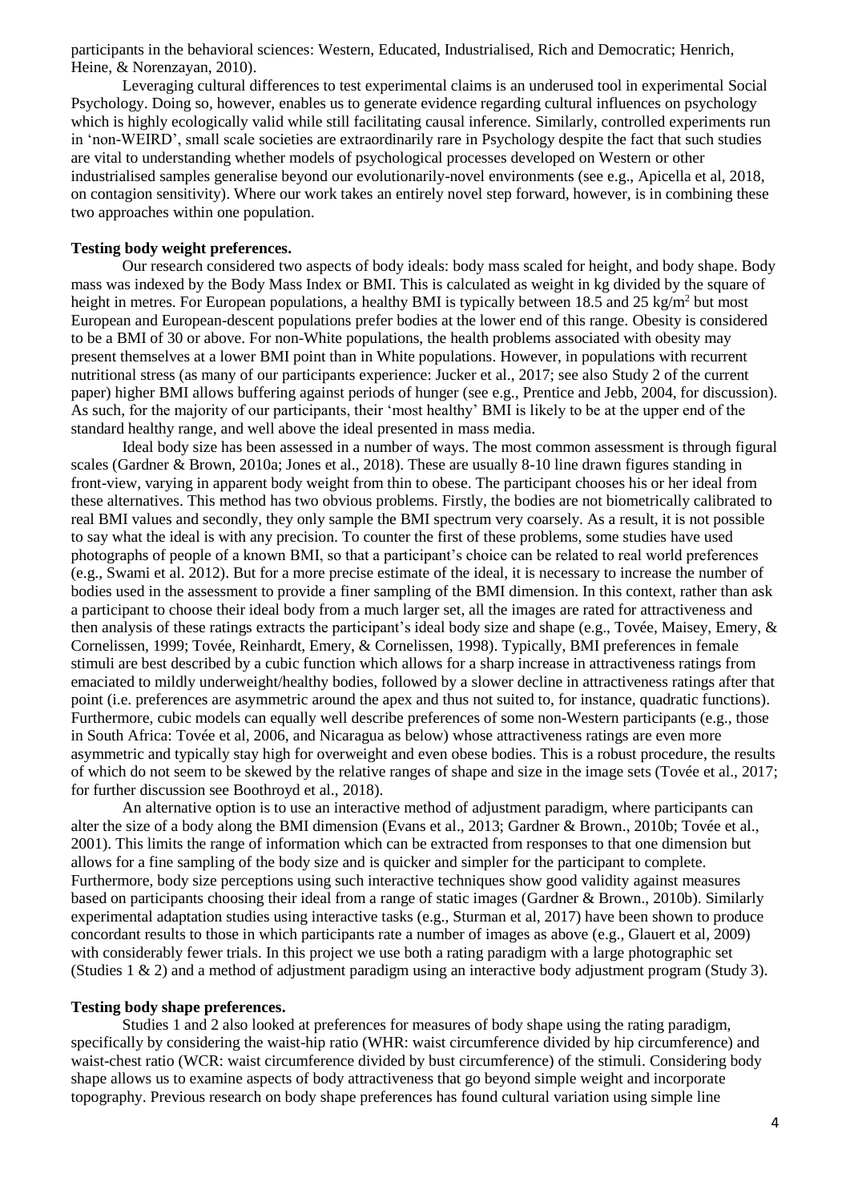participants in the behavioral sciences: Western, Educated, Industrialised, Rich and Democratic; Henrich, Heine, & Norenzayan, 2010).

Leveraging cultural differences to test experimental claims is an underused tool in experimental Social Psychology. Doing so, however, enables us to generate evidence regarding cultural influences on psychology which is highly ecologically valid while still facilitating causal inference. Similarly, controlled experiments run in 'non-WEIRD', small scale societies are extraordinarily rare in Psychology despite the fact that such studies are vital to understanding whether models of psychological processes developed on Western or other industrialised samples generalise beyond our evolutionarily-novel environments (see e.g., Apicella et al, 2018, on contagion sensitivity). Where our work takes an entirely novel step forward, however, is in combining these two approaches within one population.

**Testing body weight preferences.**

Our research considered two aspects of body ideals: body mass scaled for height, and body shape. Body mass was indexed by the Body Mass Index or BMI. This is calculated as weight in kg divided by the square of height in metres. For European populations, a healthy BMI is typically between 18.5 and 25 kg/m$^2$ but most European and European-descent populations prefer bodies at the lower end of this range. Obesity is considered to be a BMI of 30 or above. For non-White populations, the health problems associated with obesity may present themselves at a lower BMI point than in White populations. However, in populations with recurrent nutritional stress (as many of our participants experience: Jucker et al., 2017; see also Study 2 of the current paper) higher BMI allows buffering against periods of hunger (see e.g., Prentice and Jebb, 2004, for discussion). As such, for the majority of our participants, their 'most healthy' BMI is likely to be at the upper end of the standard healthy range, and well above the ideal presented in mass media.

Ideal body size has been assessed in a number of ways. The most common assessment is through figural scales (Gardner & Brown, 2010a; Jones et al., 2018). These are usually 8-10 line drawn figures standing in front-view, varying in apparent body weight from thin to obese. The participant chooses his or her ideal from these alternatives. This method has two obvious problems. Firstly, the bodies are not biometrically calibrated to real BMI values and secondly, they only sample the BMI spectrum very coarsely. As a result, it is not possible to say what the ideal is with any precision. To counter the first of these problems, some studies have used photographs of people of a known BMI, so that a participant's choice can be related to real world preferences (e.g., Swami et al. 2012). But for a more precise estimate of the ideal, it is necessary to increase the number of bodies used in the assessment to provide a finer sampling of the BMI dimension. In this context, rather than ask a participant to choose their ideal body from a much larger set, all the images are rated for attractiveness and then analysis of these ratings extracts the participant's ideal body size and shape (e.g., Tovée, Maisey, Emery, & Cornelissen, 1999; Tovée, Reinhardt, Emery, & Cornelissen, 1998). Typically, BMI preferences in female stimuli are best described by a cubic function which allows for a sharp increase in attractiveness ratings from emaciated to mildly underweight/healthy bodies, followed by a slower decline in attractiveness ratings after that point (i.e. preferences are asymmetric around the apex and thus not suited to, for instance, quadratic functions). Furthermore, cubic models can equally well describe preferences of some non-Western participants (e.g., those in South Africa: Tovée et al, 2006, and Nicaragua as below) whose attractiveness ratings are even more asymmetric and typically stay high for overweight and even obese bodies. This is a robust procedure, the results of which do not seem to be skewed by the relative ranges of shape and size in the image sets (Tovée et al., 2017; for further discussion see Boothroyd et al., 2018).

An alternative option is to use an interactive method of adjustment paradigm, where participants can alter the size of a body along the BMI dimension (Evans et al., 2013; Gardner & Brown., 2010b; Tovée et al., 2001). This limits the range of information which can be extracted from responses to that one dimension but allows for a fine sampling of the body size and is quicker and simpler for the participant to complete. Furthermore, body size perceptions using such interactive techniques show good validity against measures based on participants choosing their ideal from a range of static images (Gardner & Brown., 2010b). Similarly experimental adaptation studies using interactive tasks (e.g., Sturman et al, 2017) have been shown to produce concordant results to those in which participants rate a number of images as above (e.g., Glauert et al, 2009) with considerably fewer trials. In this project we use both a rating paradigm with a large photographic set (Studies 1 & 2) and a method of adjustment paradigm using an interactive body adjustment program (Study 3).

**Testing body shape preferences.**

Studies 1 and 2 also looked at preferences for measures of body shape using the rating paradigm, specifically by considering the waist-hip ratio (WHR: waist circumference divided by hip circumference) and waist-chest ratio (WCR: waist circumference divided by bust circumference) of the stimuli. Considering body shape allows us to examine aspects of body attractiveness that go beyond simple weight and incorporate topography. Previous research on body shape preferences has found cultural variation using simple line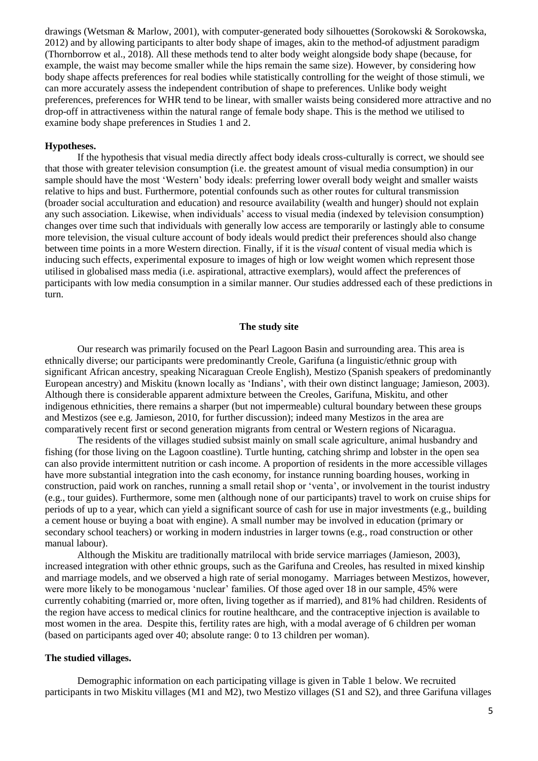drawings (Wetsman & Marlow, 2001), with computer-generated body silhouettes (Sorokowski & Sorokowska, 2012) and by allowing participants to alter body shape of images, akin to the method-of adjustment paradigm (Thornborrow et al., 2018). All these methods tend to alter body weight alongside body shape (because, for example, the waist may become smaller while the hips remain the same size). However, by considering how body shape affects preferences for real bodies while statistically controlling for the weight of those stimuli, we can more accurately assess the independent contribution of shape to preferences. Unlike body weight preferences, preferences for WHR tend to be linear, with smaller waists being considered more attractive and no drop-off in attractiveness within the natural range of female body shape. This is the method we utilised to examine body shape preferences in Studies 1 and 2.

### Hypotheses.

If the hypothesis that visual media directly affect body ideals cross-culturally is correct, we should see that those with greater television consumption (i.e. the greatest amount of visual media consumption) in our sample should have the most 'Western' body ideals: preferring lower overall body weight and smaller waists relative to hips and bust. Furthermore, potential confounds such as other routes for cultural transmission (broader social acculturation and education) and resource availability (wealth and hunger) should not explain any such association. Likewise, when individuals' access to visual media (indexed by television consumption) changes over time such that individuals with generally low access are temporarily or lastingly able to consume more television, the visual culture account of body ideals would predict their preferences should also change between time points in a more Western direction. Finally, if it is the *visual* content of visual media which is inducing such effects, experimental exposure to images of high or low weight women which represent those utilised in globalised mass media (i.e. aspirational, attractive exemplars), would affect the preferences of participants with low media consumption in a similar manner. Our studies addressed each of these predictions in turn.

## The study site

Our research was primarily focused on the Pearl Lagoon Basin and surrounding area. This area is ethnically diverse; our participants were predominantly Creole, Garifuna (a linguistic/ethnic group with significant African ancestry, speaking Nicaraguan Creole English), Mestizo (Spanish speakers of predominantly European ancestry) and Miskitu (known locally as 'Indians', with their own distinct language; Jamieson, 2003). Although there is considerable apparent admixture between the Creoles, Garifuna, Miskitu, and other indigenous ethnicities, there remains a sharper (but not impermeable) cultural boundary between these groups and Mestizos (see e.g. Jamieson, 2010, for further discussion); indeed many Mestizos in the area are comparatively recent first or second generation migrants from central or Western regions of Nicaragua.

The residents of the villages studied subsist mainly on small scale agriculture, animal husbandry and fishing (for those living on the Lagoon coastline). Turtle hunting, catching shrimp and lobster in the open sea can also provide intermittent nutrition or cash income. A proportion of residents in the more accessible villages have more substantial integration into the cash economy, for instance running boarding houses, working in construction, paid work on ranches, running a small retail shop or 'venta', or involvement in the tourist industry (e.g., tour guides). Furthermore, some men (although none of our participants) travel to work on cruise ships for periods of up to a year, which can yield a significant source of cash for use in major investments (e.g., building a cement house or buying a boat with engine). A small number may be involved in education (primary or secondary school teachers) or working in modern industries in larger towns (e.g., road construction or other manual labour).

Although the Miskitu are traditionally matrilocal with bride service marriages (Jamieson, 2003), increased integration with other ethnic groups, such as the Garifuna and Creoles, has resulted in mixed kinship and marriage models, and we observed a high rate of serial monogamy. Marriages between Mestizos, however, were more likely to be monogamous 'nuclear' families. Of those aged over 18 in our sample, 45% were currently cohabiting (married or, more often, living together as if married), and 81% had children. Residents of the region have access to medical clinics for routine healthcare, and the contraceptive injection is available to most women in the area. Despite this, fertility rates are high, with a modal average of 6 children per woman (based on participants aged over 40; absolute range: 0 to 13 children per woman).

### The studied villages.

Demographic information on each participating village is given in Table 1 below. We recruited participants in two Miskitu villages (M1 and M2), two Mestizo villages (S1 and S2), and three Garifuna villages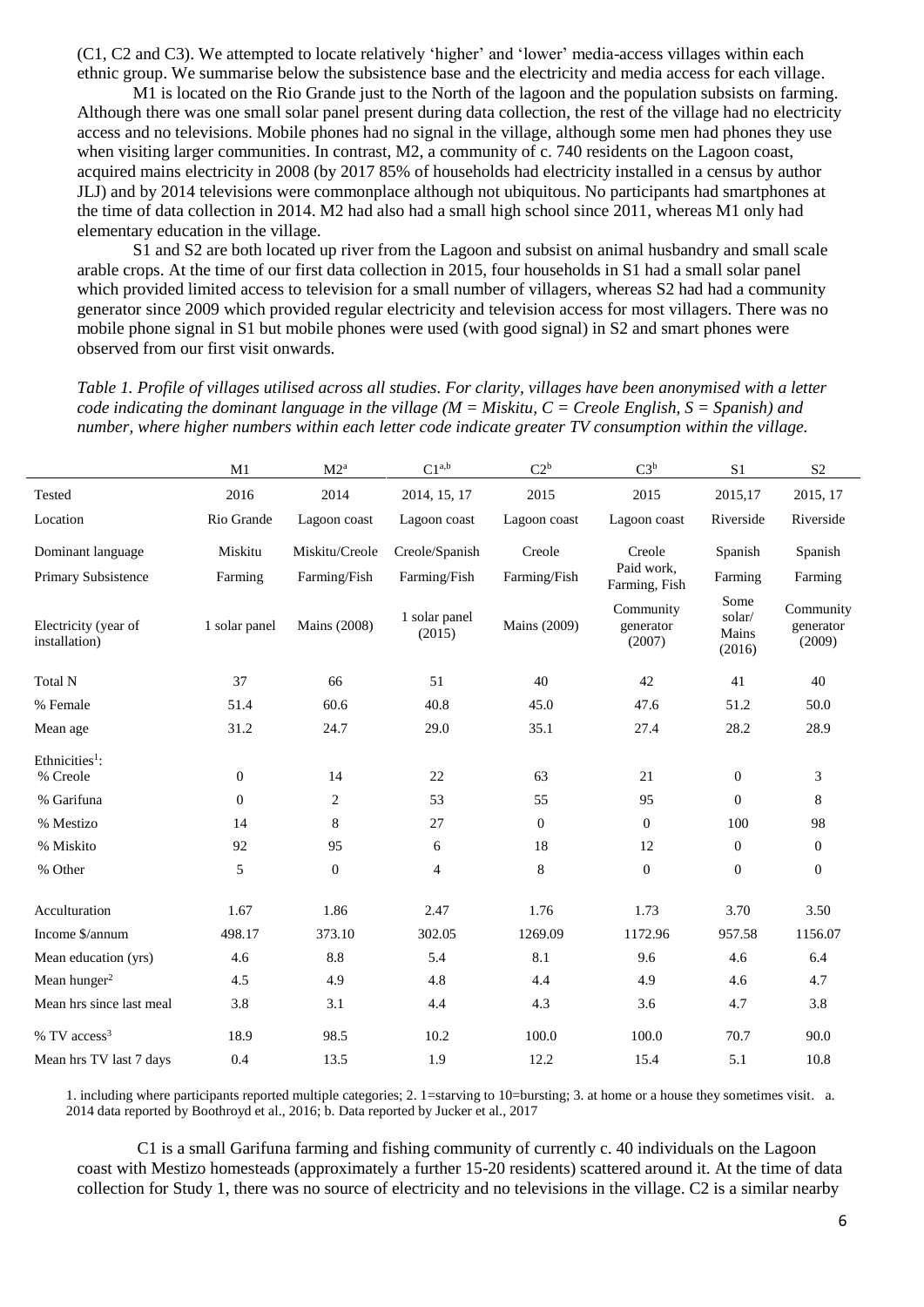(C1, C2 and C3). We attempted to locate relatively 'higher' and 'lower' media-access villages within each ethnic group. We summarise below the subsistence base and the electricity and media access for each village.

M1 is located on the Rio Grande just to the North of the lagoon and the population subsists on farming. Although there was one small solar panel present during data collection, the rest of the village had no electricity access and no televisions. Mobile phones had no signal in the village, although some men had phones they use when visiting larger communities. In contrast, M2, a community of c. 740 residents on the Lagoon coast, acquired mains electricity in 2008 (by 2017 85% of households had electricity installed in a census by author JLJ) and by 2014 televisions were commonplace although not ubiquitous. No participants had smartphones at the time of data collection in 2014. M2 had also had a small high school since 2011, whereas M1 only had elementary education in the village.

S1 and S2 are both located up river from the Lagoon and subsist on animal husbandry and small scale arable crops. At the time of our first data collection in 2015, four households in S1 had a small solar panel which provided limited access to television for a small number of villagers, whereas S2 had had a community generator since 2009 which provided regular electricity and television access for most villagers. There was no mobile phone signal in S1 but mobile phones were used (with good signal) in S2 and smart phones were observed from our first visit onwards.

*Table 1. Profile of villages utilised across all studies. For clarity, villages have been anonymised with a letter code indicating the dominant language in the village (M = Miskitu, C = Creole English, S = Spanish) and number, where higher numbers within each letter code indicate greater TV consumption within the village.*

| | M1 | M2[a] | C1[a,b] | C2[b] | C3[b] | S1 | S2 |
|---|---|---|---|---|---|---|---|
| Tested | 2016 | 2014 | 2014, 15, 17 | 2015 | 2015 | 2015,17 | 2015, 17 |
| Location | Rio Grande | Lagoon coast | Lagoon coast | Lagoon coast | Lagoon coast | Riverside | Riverside |
| Dominant language | Miskitu | Miskitu/Creole | Creole/Spanish | Creole | Creole | Spanish | Spanish |
| Primary Subsistence | Farming | Farming/Fish | Farming/Fish | Farming/Fish | Paid work, Farming, Fish | Farming | Farming |
| Electricity (year of installation) | 1 solar panel | Mains (2008) | 1 solar panel (2015) | Mains (2009) | Community generator (2007) | Some solar/ Mains (2016) | Community generator (2009) |
| Total N | 37 | 66 | 51 | 40 | 42 | 41 | 40 |
| % Female | 51.4 | 60.6 | 40.8 | 45.0 | 47.6 | 51.2 | 50.0 |
| Mean age | 31.2 | 24.7 | 29.0 | 35.1 | 27.4 | 28.2 | 28.9 |
| Ethnicities[1]: % Creole | 0 | 14 | 22 | 63 | 21 | 0 | 3 |
| % Garifuna | 0 | 2 | 53 | 55 | 95 | 0 | 8 |
| % Mestizo | 14 | 8 | 27 | 0 | 0 | 100 | 98 |
| % Miskito | 92 | 95 | 6 | 18 | 12 | 0 | 0 |
| % Other | 5 | 0 | 4 | 8 | 0 | 0 | 0 |
| Acculturation | 1.67 | 1.86 | 2.47 | 1.76 | 1.73 | 3.70 | 3.50 |
| Income $/annum | 498.17 | 373.10 | 302.05 | 1269.09 | 1172.96 | 957.58 | 1156.07 |
| Mean education (yrs) | 4.6 | 8.8 | 5.4 | 8.1 | 9.6 | 4.6 | 6.4 |
| Mean hunger[2] | 4.5 | 4.9 | 4.8 | 4.4 | 4.9 | 4.6 | 4.7 |
| Mean hrs since last meal | 3.8 | 3.1 | 4.4 | 4.3 | 3.6 | 4.7 | 3.8 |
| % TV access[3] | 18.9 | 98.5 | 10.2 | 100.0 | 100.0 | 70.7 | 90.0 |
| Mean hrs TV last 7 days | 0.4 | 13.5 | 1.9 | 12.2 | 15.4 | 5.1 | 10.8 |

1. including where participants reported multiple categories; 2. 1=starving to 10=bursting; 3. at home or a house they sometimes visit. a. 2014 data reported by Boothroyd et al., 2016; b. Data reported by Jucker et al., 2017

C1 is a small Garifuna farming and fishing community of currently c. 40 individuals on the Lagoon coast with Mestizo homesteads (approximately a further 15-20 residents) scattered around it. At the time of data collection for Study 1, there was no source of electricity and no televisions in the village. C2 is a similar nearby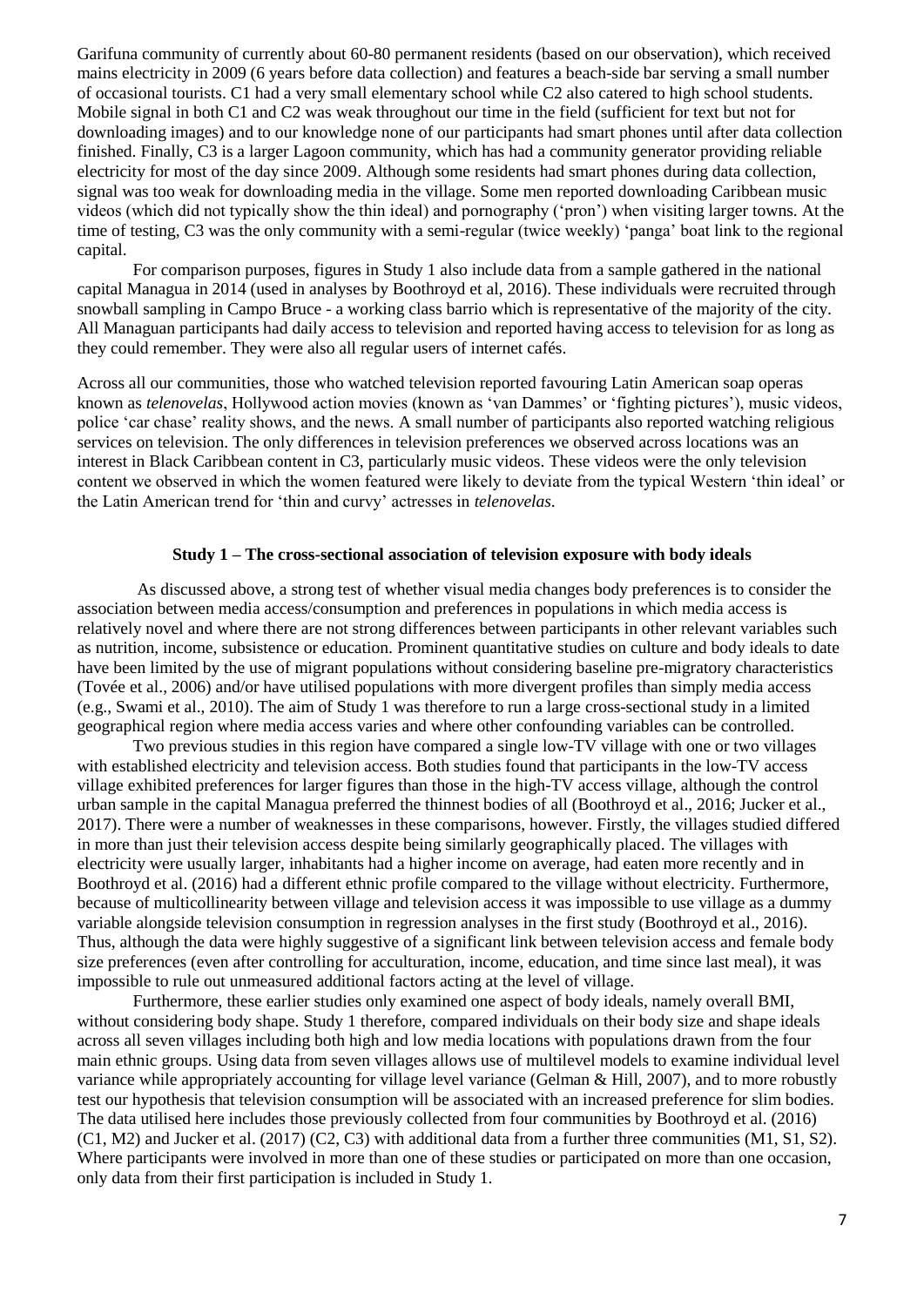Garifuna community of currently about 60-80 permanent residents (based on our observation), which received mains electricity in 2009 (6 years before data collection) and features a beach-side bar serving a small number of occasional tourists. C1 had a very small elementary school while C2 also catered to high school students. Mobile signal in both C1 and C2 was weak throughout our time in the field (sufficient for text but not for downloading images) and to our knowledge none of our participants had smart phones until after data collection finished. Finally, C3 is a larger Lagoon community, which has had a community generator providing reliable electricity for most of the day since 2009. Although some residents had smart phones during data collection, signal was too weak for downloading media in the village. Some men reported downloading Caribbean music videos (which did not typically show the thin ideal) and pornography ('pron') when visiting larger towns. At the time of testing, C3 was the only community with a semi-regular (twice weekly) 'panga' boat link to the regional capital.

For comparison purposes, figures in Study 1 also include data from a sample gathered in the national capital Managua in 2014 (used in analyses by Boothroyd et al, 2016). These individuals were recruited through snowball sampling in Campo Bruce - a working class barrio which is representative of the majority of the city. All Managuan participants had daily access to television and reported having access to television for as long as they could remember. They were also all regular users of internet cafés.

Across all our communities, those who watched television reported favouring Latin American soap operas known as *telenovelas*, Hollywood action movies (known as 'van Dammes' or 'fighting pictures'), music videos, police 'car chase' reality shows, and the news. A small number of participants also reported watching religious services on television. The only differences in television preferences we observed across locations was an interest in Black Caribbean content in C3, particularly music videos. These videos were the only television content we observed in which the women featured were likely to deviate from the typical Western 'thin ideal' or the Latin American trend for 'thin and curvy' actresses in *telenovelas*.

## Study 1 – The cross-sectional association of television exposure with body ideals

As discussed above, a strong test of whether visual media changes body preferences is to consider the association between media access/consumption and preferences in populations in which media access is relatively novel and where there are not strong differences between participants in other relevant variables such as nutrition, income, subsistence or education. Prominent quantitative studies on culture and body ideals to date have been limited by the use of migrant populations without considering baseline pre-migratory characteristics (Tovée et al., 2006) and/or have utilised populations with more divergent profiles than simply media access (e.g., Swami et al., 2010). The aim of Study 1 was therefore to run a large cross-sectional study in a limited geographical region where media access varies and where other confounding variables can be controlled.

Two previous studies in this region have compared a single low-TV village with one or two villages with established electricity and television access. Both studies found that participants in the low-TV access village exhibited preferences for larger figures than those in the high-TV access village, although the control urban sample in the capital Managua preferred the thinnest bodies of all (Boothroyd et al., 2016; Jucker et al., 2017). There were a number of weaknesses in these comparisons, however. Firstly, the villages studied differed in more than just their television access despite being similarly geographically placed. The villages with electricity were usually larger, inhabitants had a higher income on average, had eaten more recently and in Boothroyd et al. (2016) had a different ethnic profile compared to the village without electricity. Furthermore, because of multicollinearity between village and television access it was impossible to use village as a dummy variable alongside television consumption in regression analyses in the first study (Boothroyd et al., 2016). Thus, although the data were highly suggestive of a significant link between television access and female body size preferences (even after controlling for acculturation, income, education, and time since last meal), it was impossible to rule out unmeasured additional factors acting at the level of village.

Furthermore, these earlier studies only examined one aspect of body ideals, namely overall BMI, without considering body shape. Study 1 therefore, compared individuals on their body size and shape ideals across all seven villages including both high and low media locations with populations drawn from the four main ethnic groups. Using data from seven villages allows use of multilevel models to examine individual level variance while appropriately accounting for village level variance (Gelman & Hill, 2007), and to more robustly test our hypothesis that television consumption will be associated with an increased preference for slim bodies. The data utilised here includes those previously collected from four communities by Boothroyd et al. (2016) (C1, M2) and Jucker et al. (2017) (C2, C3) with additional data from a further three communities (M1, S1, S2). Where participants were involved in more than one of these studies or participated on more than one occasion, only data from their first participation is included in Study 1.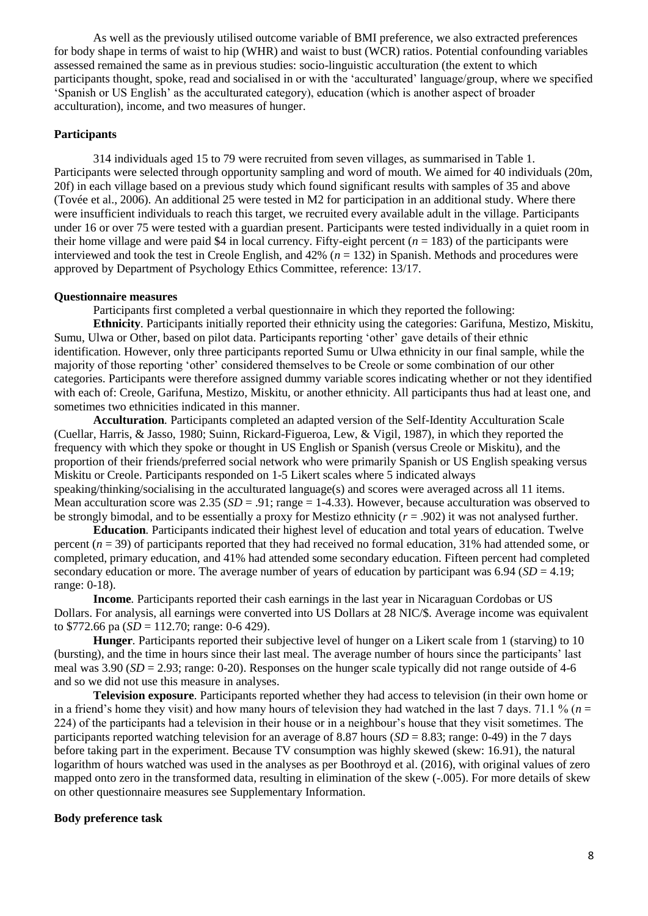As well as the previously utilised outcome variable of BMI preference, we also extracted preferences for body shape in terms of waist to hip (WHR) and waist to bust (WCR) ratios. Potential confounding variables assessed remained the same as in previous studies: socio-linguistic acculturation (the extent to which participants thought, spoke, read and socialised in or with the 'acculturated' language/group, where we specified 'Spanish or US English' as the acculturated category), education (which is another aspect of broader acculturation), income, and two measures of hunger.

## Participants

314 individuals aged 15 to 79 were recruited from seven villages, as summarised in Table 1. Participants were selected through opportunity sampling and word of mouth. We aimed for 40 individuals (20m, 20f) in each village based on a previous study which found significant results with samples of 35 and above (Tovée et al., 2006). An additional 25 were tested in M2 for participation in an additional study. Where there were insufficient individuals to reach this target, we recruited every available adult in the village. Participants under 16 or over 75 were tested with a guardian present. Participants were tested individually in a quiet room in their home village and were paid $4 in local currency. Fifty-eight percent ($n$ = 183) of the participants were interviewed and took the test in Creole English, and 42% ($n$ = 132) in Spanish. Methods and procedures were approved by Department of Psychology Ethics Committee, reference: 13/17.

## Questionnaire measures

Participants first completed a verbal questionnaire in which they reported the following:

**Ethnicity**. Participants initially reported their ethnicity using the categories: Garifuna, Mestizo, Miskitu, Sumu, Ulwa or Other, based on pilot data. Participants reporting 'other' gave details of their ethnic identification. However, only three participants reported Sumu or Ulwa ethnicity in our final sample, while the majority of those reporting 'other' considered themselves to be Creole or some combination of our other categories. Participants were therefore assigned dummy variable scores indicating whether or not they identified with each of: Creole, Garifuna, Mestizo, Miskitu, or another ethnicity. All participants thus had at least one, and sometimes two ethnicities indicated in this manner.

**Acculturation***.* Participants completed an adapted version of the Self-Identity Acculturation Scale (Cuellar, Harris, & Jasso, 1980; Suinn, Rickard-Figueroa, Lew, & Vigil, 1987), in which they reported the frequency with which they spoke or thought in US English or Spanish (versus Creole or Miskitu), and the proportion of their friends/preferred social network who were primarily Spanish or US English speaking versus Miskitu or Creole. Participants responded on 1-5 Likert scales where 5 indicated always speaking/thinking/socialising in the acculturated language(s) and scores were averaged across all 11 items. Mean acculturation score was 2.35 ($SD$ = .91; range = 1-4.33). However, because acculturation was observed to be strongly bimodal, and to be essentially a proxy for Mestizo ethnicity ($r$ = .902) it was not analysed further.

**Education***.* Participants indicated their highest level of education and total years of education. Twelve percent ($n$ = 39) of participants reported that they had received no formal education, 31% had attended some, or completed, primary education, and 41% had attended some secondary education. Fifteen percent had completed secondary education or more. The average number of years of education by participant was 6.94 ($SD$ = 4.19; range: 0-18).

**Income***.* Participants reported their cash earnings in the last year in Nicaraguan Cordobas or US Dollars. For analysis, all earnings were converted into US Dollars at 28 NIC/$. Average income was equivalent to $772.66 pa ($SD$ = 112.70; range: 0-6 429).

**Hunger**. Participants reported their subjective level of hunger on a Likert scale from 1 (starving) to 10 (bursting), and the time in hours since their last meal. The average number of hours since the participants' last meal was 3.90 ($SD$ = 2.93; range: 0-20). Responses on the hunger scale typically did not range outside of 4-6 and so we did not use this measure in analyses.

**Television exposure**. Participants reported whether they had access to television (in their own home or in a friend's home they visit) and how many hours of television they had watched in the last 7 days. 71.1 % ($n$ = 224) of the participants had a television in their house or in a neighbour's house that they visit sometimes. The participants reported watching television for an average of 8.87 hours ($SD$ = 8.83; range: 0-49) in the 7 days before taking part in the experiment. Because TV consumption was highly skewed (skew: 16.91), the natural logarithm of hours watched was used in the analyses as per Boothroyd et al. (2016), with original values of zero mapped onto zero in the transformed data, resulting in elimination of the skew (-.005). For more details of skew on other questionnaire measures see Supplementary Information.

## Body preference task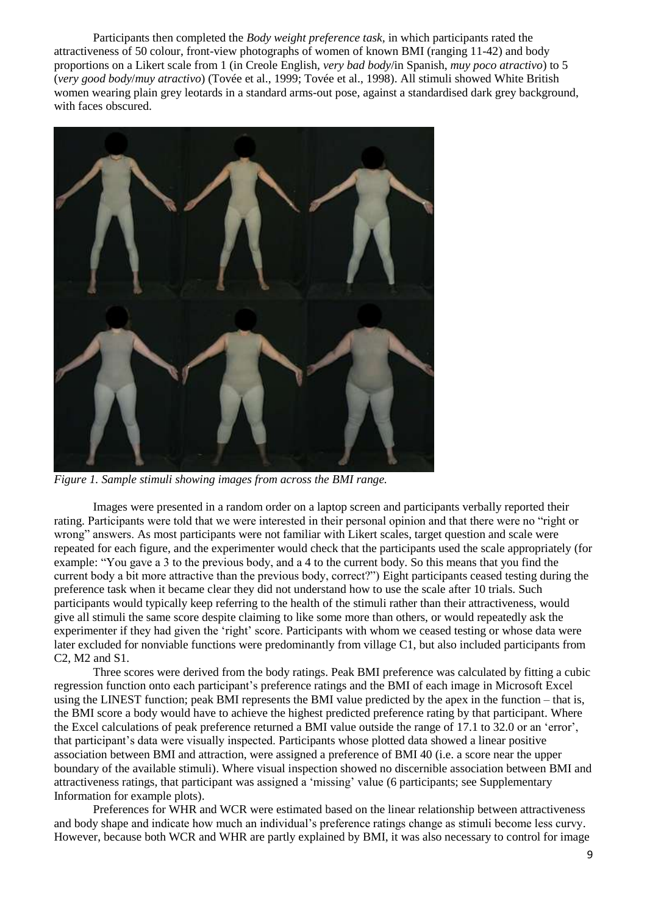Participants then completed the *Body weight preference task*, in which participants rated the attractiveness of 50 colour, front-view photographs of women of known BMI (ranging 11-42) and body proportions on a Likert scale from 1 (in Creole English, *very bad body*/in Spanish, *muy poco atractivo*) to 5 (*very good body*/*muy atractivo*) (Tovée et al., 1999; Tovée et al., 1998). All stimuli showed White British women wearing plain grey leotards in a standard arms-out pose, against a standardised dark grey background, with faces obscured.

*Figure 1. Sample stimuli showing images from across the BMI range.*

Images were presented in a random order on a laptop screen and participants verbally reported their rating. Participants were told that we were interested in their personal opinion and that there were no "right or wrong" answers. As most participants were not familiar with Likert scales, target question and scale were repeated for each figure, and the experimenter would check that the participants used the scale appropriately (for example: "You gave a 3 to the previous body, and a 4 to the current body. So this means that you find the current body a bit more attractive than the previous body, correct?") Eight participants ceased testing during the preference task when it became clear they did not understand how to use the scale after 10 trials. Such participants would typically keep referring to the health of the stimuli rather than their attractiveness, would give all stimuli the same score despite claiming to like some more than others, or would repeatedly ask the experimenter if they had given the 'right' score. Participants with whom we ceased testing or whose data were later excluded for nonviable functions were predominantly from village C1, but also included participants from C2, M2 and S1.

Three scores were derived from the body ratings. Peak BMI preference was calculated by fitting a cubic regression function onto each participant's preference ratings and the BMI of each image in Microsoft Excel using the LINEST function; peak BMI represents the BMI value predicted by the apex in the function – that is, the BMI score a body would have to achieve the highest predicted preference rating by that participant. Where the Excel calculations of peak preference returned a BMI value outside the range of 17.1 to 32.0 or an 'error', that participant's data were visually inspected. Participants whose plotted data showed a linear positive association between BMI and attraction, were assigned a preference of BMI 40 (i.e. a score near the upper boundary of the available stimuli). Where visual inspection showed no discernible association between BMI and attractiveness ratings, that participant was assigned a 'missing' value (6 participants; see Supplementary Information for example plots).

Preferences for WHR and WCR were estimated based on the linear relationship between attractiveness and body shape and indicate how much an individual's preference ratings change as stimuli become less curvy. However, because both WCR and WHR are partly explained by BMI, it was also necessary to control for image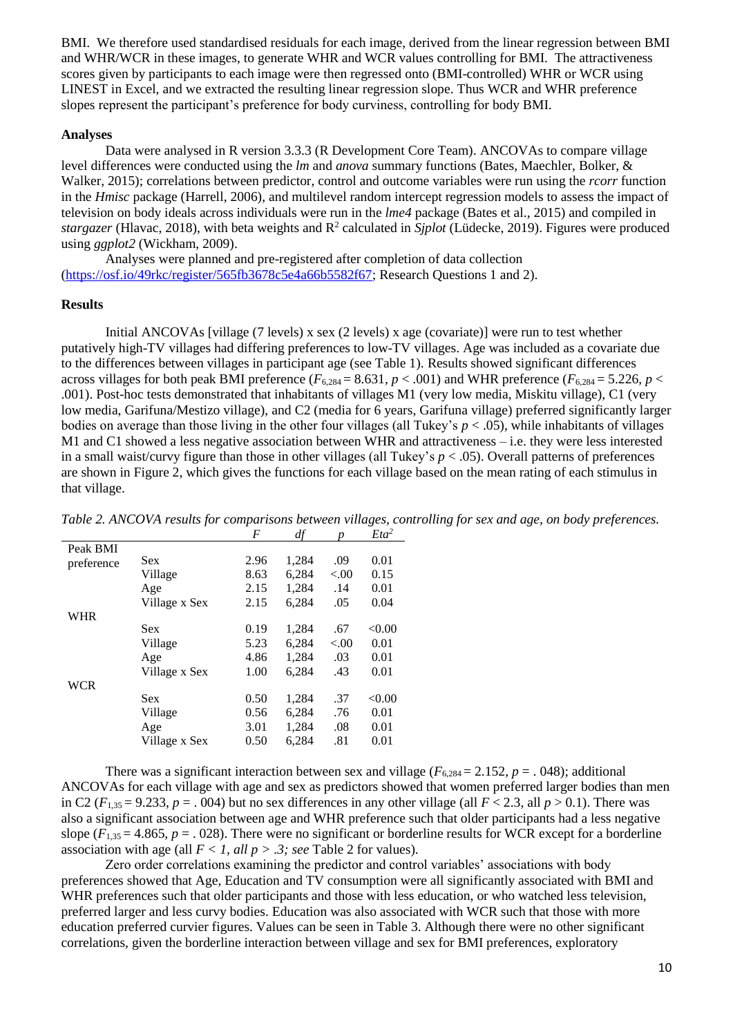BMI. We therefore used standardised residuals for each image, derived from the linear regression between BMI and WHR/WCR in these images, to generate WHR and WCR values controlling for BMI. The attractiveness scores given by participants to each image were then regressed onto (BMI-controlled) WHR or WCR using LINEST in Excel, and we extracted the resulting linear regression slope. Thus WCR and WHR preference slopes represent the participant's preference for body curviness, controlling for body BMI.

**Analyses**

Data were analysed in R version 3.3.3 (R Development Core Team). ANCOVAs to compare village level differences were conducted using the *lm* and *anova* summary functions (Bates, Maechler, Bolker, & Walker, 2015); correlations between predictor, control and outcome variables were run using the *rcorr* function in the *Hmisc* package (Harrell, 2006), and multilevel random intercept regression models to assess the impact of television on body ideals across individuals were run in the *lme4* package (Bates et al., 2015) and compiled in *stargazer* (Hlavac, 2018), with beta weights and $R^2$ calculated in *Sjplot* (Lüdecke, 2019). Figures were produced using *ggplot2* (Wickham, 2009).

Analyses were planned and pre-registered after completion of data collection (https://osf.io/49rkc/register/565fb3678c5e4a66b5582f67; Research Questions 1 and 2).

**Results**

Initial ANCOVAs [village (7 levels) x sex (2 levels) x age (covariate)] were run to test whether putatively high-TV villages had differing preferences to low-TV villages. Age was included as a covariate due to the differences between villages in participant age (see Table 1). Results showed significant differences across villages for both peak BMI preference ($F_{6,284} = 8.631$, $p < .001$) and WHR preference ($F_{6,284} = 5.226$, $p < .001$). Post-hoc tests demonstrated that inhabitants of villages M1 (very low media, Miskitu village), C1 (very low media, Garifuna/Mestizo village), and C2 (media for 6 years, Garifuna village) preferred significantly larger bodies on average than those living in the other four villages (all Tukey's $p < .05$), while inhabitants of villages M1 and C1 showed a less negative association between WHR and attractiveness – i.e. they were less interested in a small waist/curvy figure than those in other villages (all Tukey's $p < .05$). Overall patterns of preferences are shown in Figure 2, which gives the functions for each village based on the mean rating of each stimulus in that village.

*Table 2. ANCOVA results for comparisons between villages, controlling for sex and age, on body preferences.*

| | | *F* | *df* | *p* | *Eta²* |
|---|---|---|---|---|---|
| Peak BMI preference | Sex | 2.96 | 1,284 | .09 | 0.01 |
| | Village | 8.63 | 6,284 | <.00 | 0.15 |
| | Age | 2.15 | 1,284 | .14 | 0.01 |
| | Village x Sex | 2.15 | 6,284 | .05 | 0.04 |
| WHR | | | | | |
| | Sex | 0.19 | 1,284 | .67 | <0.00 |
| | Village | 5.23 | 6,284 | <.00 | 0.01 |
| | Age | 4.86 | 1,284 | .03 | 0.01 |
| | Village x Sex | 1.00 | 6,284 | .43 | 0.01 |
| WCR | | | | | |
| | Sex | 0.50 | 1,284 | .37 | <0.00 |
| | Village | 0.56 | 6,284 | .76 | 0.01 |
| | Age | 3.01 | 1,284 | .08 | 0.01 |
| | Village x Sex | 0.50 | 6,284 | .81 | 0.01 |

There was a significant interaction between sex and village ($F_{6,284} = 2.152$, $p = .048$); additional ANCOVAs for each village with age and sex as predictors showed that women preferred larger bodies than men in C2 ($F_{1,35} = 9.233$, $p = .004$) but no sex differences in any other village (all $F < 2.3$, all $p > 0.1$). There was also a significant association between age and WHR preference such that older participants had a less negative slope ($F_{1,35} = 4.865$, $p = .028$). There were no significant or borderline results for WCR except for a borderline association with age (all $F < 1$, *all* $p > .3$; *see* Table 2 for values).

Zero order correlations examining the predictor and control variables' associations with body preferences showed that Age, Education and TV consumption were all significantly associated with BMI and WHR preferences such that older participants and those with less education, or who watched less television, preferred larger and less curvy bodies. Education was also associated with WCR such that those with more education preferred curvier figures. Values can be seen in Table 3. Although there were no other significant correlations, given the borderline interaction between village and sex for BMI preferences, exploratory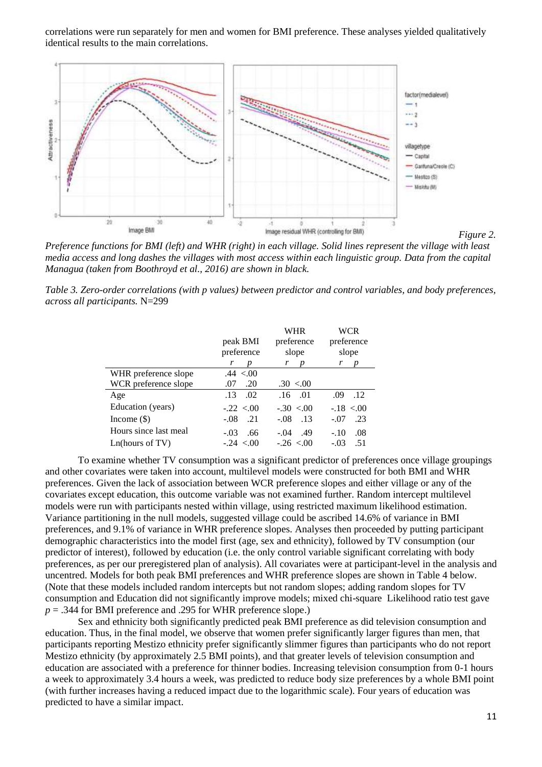correlations were run separately for men and women for BMI preference. These analyses yielded qualitatively identical results to the main correlations.

*Figure 2. Preference functions for BMI (left) and WHR (right) in each village. Solid lines represent the village with least media access and long dashes the villages with most access within each linguistic group. Data from the capital Managua (taken from Boothroyd et al., 2016) are shown in black.*

*Table 3. Zero-order correlations (with p values) between predictor and control variables, and body preferences, across all participants.* N=299

| | peak BMI preference | | WHR preference slope | | WCR preference slope | |
|---|---|---|---|---|---|---|
| | *r* | *p* | *r* | *p* | *r* | *p* |
| WHR preference slope | .44 | <.00 | | | | |
| WCR preference slope | .07 | .20 | .30 | <.00 | | |
| Age | .13 | .02 | .16 | .01 | .09 | .12 |
| Education (years) | -.22 | <.00 | -.30 | <.00 | -.18 | <.00 |
| Income ($) | -.08 | .21 | -.08 | .13 | -.07 | .23 |
| Hours since last meal | -.03 | .66 | -.04 | .49 | -.10 | .08 |
| Ln(hours of TV) | -.24 | <.00 | -.26 | <.00 | -.03 | .51 |

To examine whether TV consumption was a significant predictor of preferences once village groupings and other covariates were taken into account, multilevel models were constructed for both BMI and WHR preferences. Given the lack of association between WCR preference slopes and either village or any of the covariates except education, this outcome variable was not examined further. Random intercept multilevel models were run with participants nested within village, using restricted maximum likelihood estimation. Variance partitioning in the null models, suggested village could be ascribed 14.6% of variance in BMI preferences, and 9.1% of variance in WHR preference slopes. Analyses then proceeded by putting participant demographic characteristics into the model first (age, sex and ethnicity), followed by TV consumption (our predictor of interest), followed by education (i.e. the only control variable significant correlating with body preferences, as per our preregistered plan of analysis). All covariates were at participant-level in the analysis and uncentred. Models for both peak BMI preferences and WHR preference slopes are shown in Table 4 below. (Note that these models included random intercepts but not random slopes; adding random slopes for TV consumption and Education did not significantly improve models; mixed chi-square Likelihood ratio test gave $p = .344$ for BMI preference and .295 for WHR preference slope.)

Sex and ethnicity both significantly predicted peak BMI preference as did television consumption and education. Thus, in the final model, we observe that women prefer significantly larger figures than men, that participants reporting Mestizo ethnicity prefer significantly slimmer figures than participants who do not report Mestizo ethnicity (by approximately 2.5 BMI points), and that greater levels of television consumption and education are associated with a preference for thinner bodies. Increasing television consumption from 0-1 hours a week to approximately 3.4 hours a week, was predicted to reduce body size preferences by a whole BMI point (with further increases having a reduced impact due to the logarithmic scale). Four years of education was predicted to have a similar impact.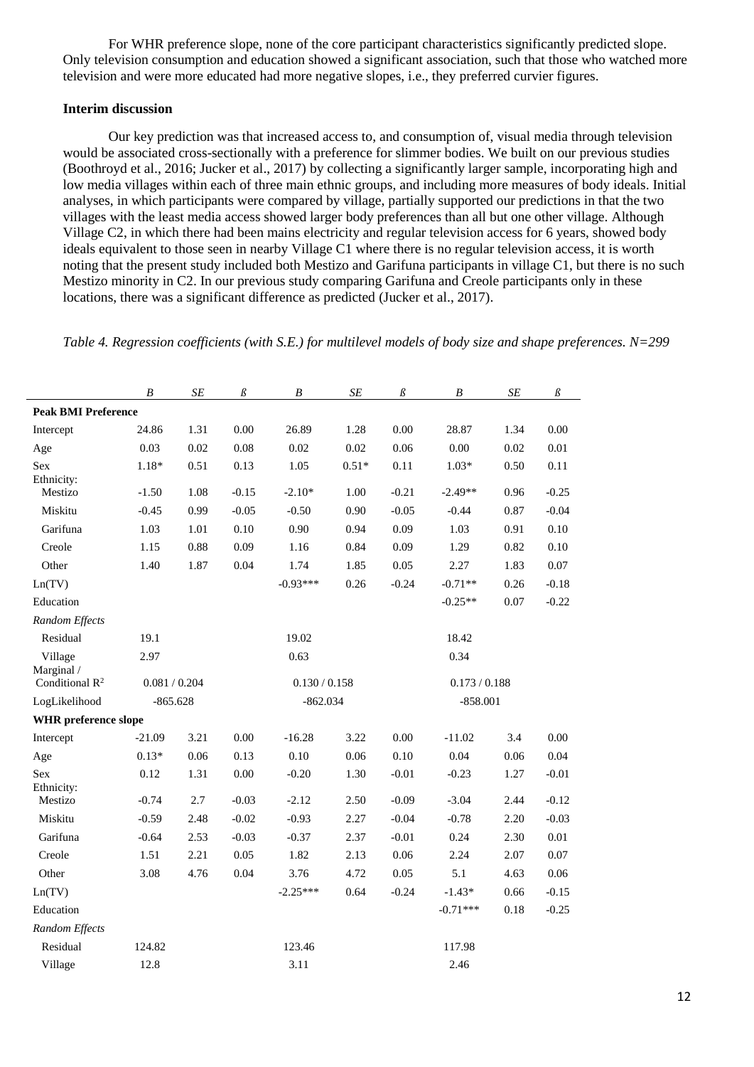For WHR preference slope, none of the core participant characteristics significantly predicted slope. Only television consumption and education showed a significant association, such that those who watched more television and were more educated had more negative slopes, i.e., they preferred curvier figures.

### Interim discussion

Our key prediction was that increased access to, and consumption of, visual media through television would be associated cross-sectionally with a preference for slimmer bodies. We built on our previous studies (Boothroyd et al., 2016; Jucker et al., 2017) by collecting a significantly larger sample, incorporating high and low media villages within each of three main ethnic groups, and including more measures of body ideals. Initial analyses, in which participants were compared by village, partially supported our predictions in that the two villages with the least media access showed larger body preferences than all but one other village. Although Village C2, in which there had been mains electricity and regular television access for 6 years, showed body ideals equivalent to those seen in nearby Village C1 where there is no regular television access, it is worth noting that the present study included both Mestizo and Garifuna participants in village C1, but there is no such Mestizo minority in C2. In our previous study comparing Garifuna and Creole participants only in these locations, there was a significant difference as predicted (Jucker et al., 2017).

*Table 4. Regression coefficients (with S.E.) for multilevel models of body size and shape preferences. N=299*

| | *B* | *SE* | *ß* | *B* | *SE* | *ß* | *B* | *SE* | *ß* |
|---|---|---|---|---|---|---|---|---|---|
| **Peak BMI Preference** | | | | | | | | | |
| Intercept | 24.86 | 1.31 | 0.00 | 26.89 | 1.28 | 0.00 | 28.87 | 1.34 | 0.00 |
| Age | 0.03 | 0.02 | 0.08 | 0.02 | 0.02 | 0.06 | 0.00 | 0.02 | 0.01 |
| Sex | 1.18* | 0.51 | 0.13 | 1.05 | 0.51* | 0.11 | 1.03* | 0.50 | 0.11 |
| Ethnicity: Mestizo | -1.50 | 1.08 | -0.15 | -2.10* | 1.00 | -0.21 | -2.49** | 0.96 | -0.25 |
| Miskitu | -0.45 | 0.99 | -0.05 | -0.50 | 0.90 | -0.05 | -0.44 | 0.87 | -0.04 |
| Garifuna | 1.03 | 1.01 | 0.10 | 0.90 | 0.94 | 0.09 | 1.03 | 0.91 | 0.10 |
| Creole | 1.15 | 0.88 | 0.09 | 1.16 | 0.84 | 0.09 | 1.29 | 0.82 | 0.10 |
| Other | 1.40 | 1.87 | 0.04 | 1.74 | 1.85 | 0.05 | 2.27 | 1.83 | 0.07 |
| Ln(TV) | | | | -0.93*** | 0.26 | -0.24 | -0.71** | 0.26 | -0.18 |
| Education | | | | | | | -0.25** | 0.07 | -0.22 |
| *Random Effects* | | | | | | | | | |
| Residual | 19.1 | | | 19.02 | | | 18.42 | | |
| Village | 2.97 | | | 0.63 | | | 0.34 | | |
| Marginal / Conditional $R^2$ | 0.081 / 0.204 | | | 0.130 / 0.158 | | | 0.173 / 0.188 | | |
| LogLikelihood | -865.628 | | | -862.034 | | | -858.001 | | |
| **WHR preference slope** | | | | | | | | | |
| Intercept | -21.09 | 3.21 | 0.00 | -16.28 | 3.22 | 0.00 | -11.02 | 3.4 | 0.00 |
| Age | 0.13* | 0.06 | 0.13 | 0.10 | 0.06 | 0.10 | 0.04 | 0.06 | 0.04 |
| Sex | 0.12 | 1.31 | 0.00 | -0.20 | 1.30 | -0.01 | -0.23 | 1.27 | -0.01 |
| Ethnicity: Mestizo | -0.74 | 2.7 | -0.03 | -2.12 | 2.50 | -0.09 | -3.04 | 2.44 | -0.12 |
| Miskitu | -0.59 | 2.48 | -0.02 | -0.93 | 2.27 | -0.04 | -0.78 | 2.20 | -0.03 |
| Garifuna | -0.64 | 2.53 | -0.03 | -0.37 | 2.37 | -0.01 | 0.24 | 2.30 | 0.01 |
| Creole | 1.51 | 2.21 | 0.05 | 1.82 | 2.13 | 0.06 | 2.24 | 2.07 | 0.07 |
| Other | 3.08 | 4.76 | 0.04 | 3.76 | 4.72 | 0.05 | 5.1 | 4.63 | 0.06 |
| Ln(TV) | | | | -2.25*** | 0.64 | -0.24 | -1.43* | 0.66 | -0.15 |
| Education | | | | | | | -0.71*** | 0.18 | -0.25 |
| *Random Effects* | | | | | | | | | |
| Residual | 124.82 | | | 123.46 | | | 117.98 | | |
| Village | 12.8 | | | 3.11 | | | 2.46 | | |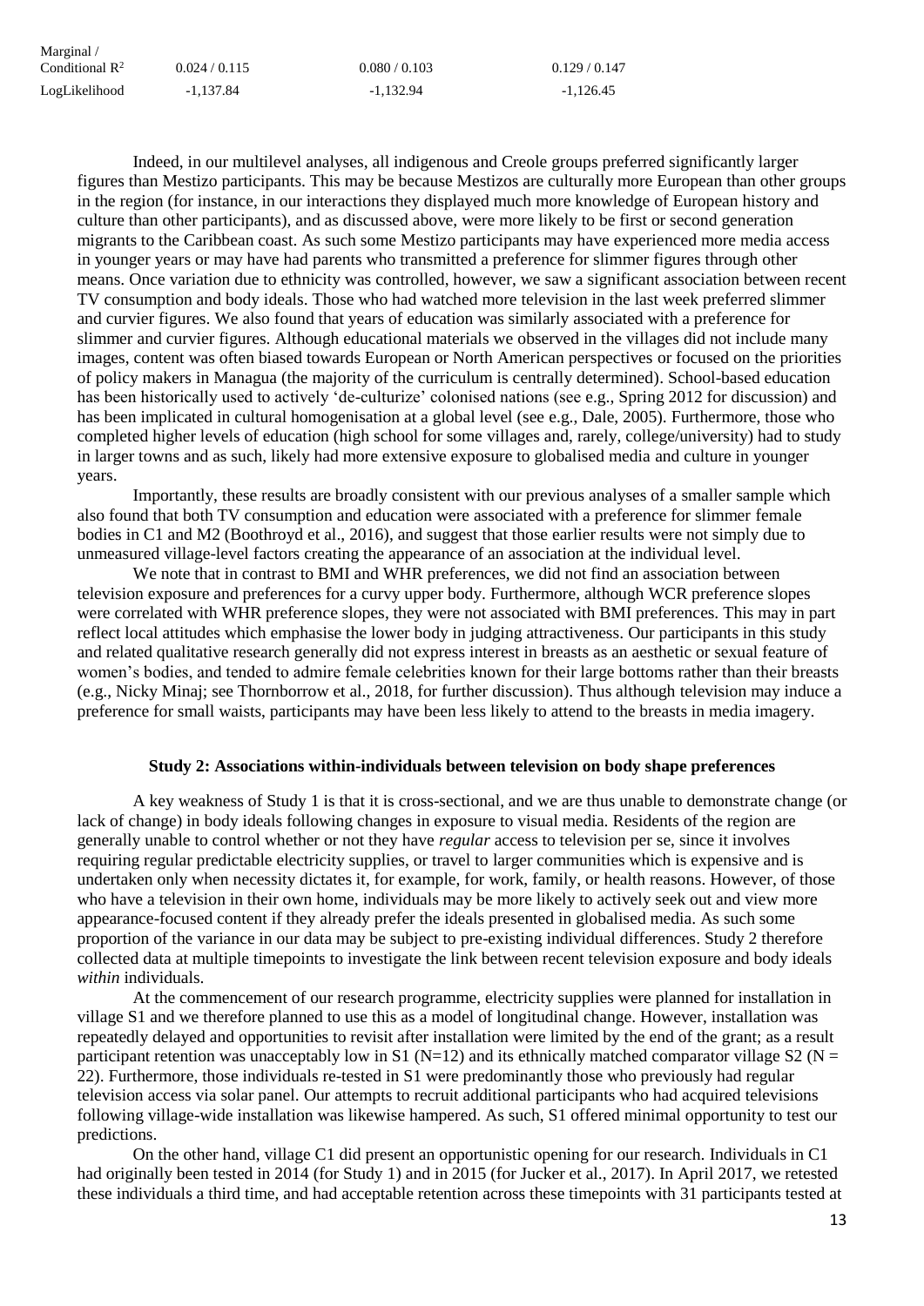| | | | |
|---|---|---|---|
| Marginal / Conditional $R^2$ | 0.024 / 0.115 | 0.080 / 0.103 | 0.129 / 0.147 |
| LogLikelihood | -1,137.84 | -1,132.94 | -1,126.45 |

Indeed, in our multilevel analyses, all indigenous and Creole groups preferred significantly larger figures than Mestizo participants. This may be because Mestizos are culturally more European than other groups in the region (for instance, in our interactions they displayed much more knowledge of European history and culture than other participants), and as discussed above, were more likely to be first or second generation migrants to the Caribbean coast. As such some Mestizo participants may have experienced more media access in younger years or may have had parents who transmitted a preference for slimmer figures through other means. Once variation due to ethnicity was controlled, however, we saw a significant association between recent TV consumption and body ideals. Those who had watched more television in the last week preferred slimmer and curvier figures. We also found that years of education was similarly associated with a preference for slimmer and curvier figures. Although educational materials we observed in the villages did not include many images, content was often biased towards European or North American perspectives or focused on the priorities of policy makers in Managua (the majority of the curriculum is centrally determined). School-based education has been historically used to actively 'de-culturize' colonised nations (see e.g., Spring 2012 for discussion) and has been implicated in cultural homogenisation at a global level (see e.g., Dale, 2005). Furthermore, those who completed higher levels of education (high school for some villages and, rarely, college/university) had to study in larger towns and as such, likely had more extensive exposure to globalised media and culture in younger years.

Importantly, these results are broadly consistent with our previous analyses of a smaller sample which also found that both TV consumption and education were associated with a preference for slimmer female bodies in C1 and M2 (Boothroyd et al., 2016), and suggest that those earlier results were not simply due to unmeasured village-level factors creating the appearance of an association at the individual level.

We note that in contrast to BMI and WHR preferences, we did not find an association between television exposure and preferences for a curvy upper body. Furthermore, although WCR preference slopes were correlated with WHR preference slopes, they were not associated with BMI preferences. This may in part reflect local attitudes which emphasise the lower body in judging attractiveness. Our participants in this study and related qualitative research generally did not express interest in breasts as an aesthetic or sexual feature of women's bodies, and tended to admire female celebrities known for their large bottoms rather than their breasts (e.g., Nicky Minaj; see Thornborrow et al., 2018, for further discussion). Thus although television may induce a preference for small waists, participants may have been less likely to attend to the breasts in media imagery.

## Study 2: Associations within-individuals between television on body shape preferences

A key weakness of Study 1 is that it is cross-sectional, and we are thus unable to demonstrate change (or lack of change) in body ideals following changes in exposure to visual media. Residents of the region are generally unable to control whether or not they have *regular* access to television per se, since it involves requiring regular predictable electricity supplies, or travel to larger communities which is expensive and is undertaken only when necessity dictates it, for example, for work, family, or health reasons. However, of those who have a television in their own home, individuals may be more likely to actively seek out and view more appearance-focused content if they already prefer the ideals presented in globalised media. As such some proportion of the variance in our data may be subject to pre-existing individual differences. Study 2 therefore collected data at multiple timepoints to investigate the link between recent television exposure and body ideals *within* individuals.

At the commencement of our research programme, electricity supplies were planned for installation in village S1 and we therefore planned to use this as a model of longitudinal change. However, installation was repeatedly delayed and opportunities to revisit after installation were limited by the end of the grant; as a result participant retention was unacceptably low in S1 (N=12) and its ethnically matched comparator village S2 (N = 22). Furthermore, those individuals re-tested in S1 were predominantly those who previously had regular television access via solar panel. Our attempts to recruit additional participants who had acquired televisions following village-wide installation was likewise hampered. As such, S1 offered minimal opportunity to test our predictions.

On the other hand, village C1 did present an opportunistic opening for our research. Individuals in C1 had originally been tested in 2014 (for Study 1) and in 2015 (for Jucker et al., 2017). In April 2017, we retested these individuals a third time, and had acceptable retention across these timepoints with 31 participants tested at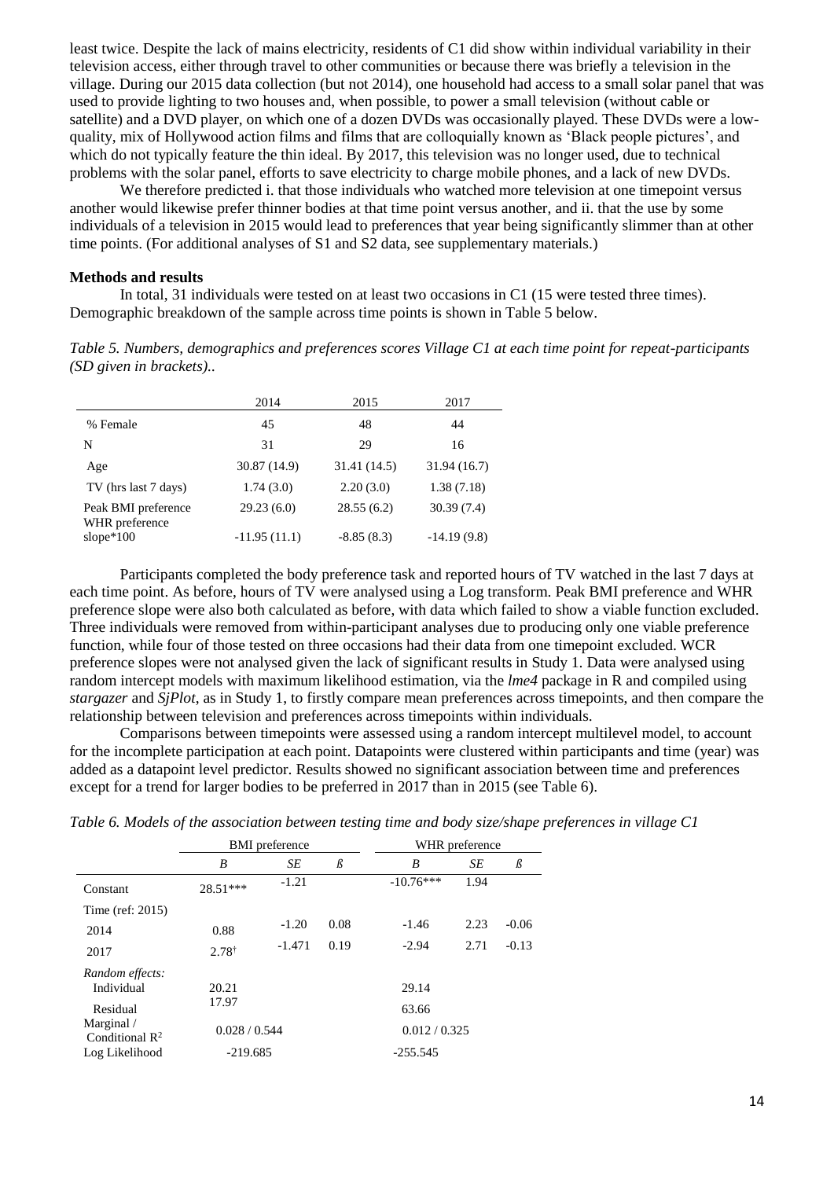least twice. Despite the lack of mains electricity, residents of C1 did show within individual variability in their television access, either through travel to other communities or because there was briefly a television in the village. During our 2015 data collection (but not 2014), one household had access to a small solar panel that was used to provide lighting to two houses and, when possible, to power a small television (without cable or satellite) and a DVD player, on which one of a dozen DVDs was occasionally played. These DVDs were a low-quality, mix of Hollywood action films and films that are colloquially known as 'Black people pictures', and which do not typically feature the thin ideal. By 2017, this television was no longer used, due to technical problems with the solar panel, efforts to save electricity to charge mobile phones, and a lack of new DVDs.

We therefore predicted i. that those individuals who watched more television at one timepoint versus another would likewise prefer thinner bodies at that time point versus another, and ii. that the use by some individuals of a television in 2015 would lead to preferences that year being significantly slimmer than at other time points. (For additional analyses of S1 and S2 data, see supplementary materials.)

**Methods and results**

In total, 31 individuals were tested on at least two occasions in C1 (15 were tested three times). Demographic breakdown of the sample across time points is shown in Table 5 below.

*Table 5. Numbers, demographics and preferences scores Village C1 at each time point for repeat-participants (SD given in brackets)..*

| | 2014 | 2015 | 2017 |
|---|---|---|---|
| % Female | 45 | 48 | 44 |
| N | 31 | 29 | 16 |
| Age | 30.87 (14.9) | 31.41 (14.5) | 31.94 (16.7) |
| TV (hrs last 7 days) | 1.74 (3.0) | 2.20 (3.0) | 1.38 (7.18) |
| Peak BMI preference | 29.23 (6.0) | 28.55 (6.2) | 30.39 (7.4) |
| WHR preference slope*100 | -11.95 (11.1) | -8.85 (8.3) | -14.19 (9.8) |

Participants completed the body preference task and reported hours of TV watched in the last 7 days at each time point. As before, hours of TV were analysed using a Log transform. Peak BMI preference and WHR preference slope were also both calculated as before, with data which failed to show a viable function excluded. Three individuals were removed from within-participant analyses due to producing only one viable preference function, while four of those tested on three occasions had their data from one timepoint excluded. WCR preference slopes were not analysed given the lack of significant results in Study 1. Data were analysed using random intercept models with maximum likelihood estimation, via the *lme4* package in R and compiled using *stargazer* and *SjPlot*, as in Study 1, to firstly compare mean preferences across timepoints, and then compare the relationship between television and preferences across timepoints within individuals.

Comparisons between timepoints were assessed using a random intercept multilevel model, to account for the incomplete participation at each point. Datapoints were clustered within participants and time (year) was added as a datapoint level predictor. Results showed no significant association between time and preferences except for a trend for larger bodies to be preferred in 2017 than in 2015 (see Table 6).

*Table 6. Models of the association between testing time and body size/shape preferences in village C1*

| | BMI preference | | | WHR preference | | |
|---|---|---|---|---|---|---|
| | *B* | *SE* | *ß* | *B* | *SE* | *ß* |
| Constant | 28.51*** | -1.21 | | -10.76*** | 1.94 | |
| Time (ref: 2015) | | | | | | |
| 2014 | 0.88 | -1.20 | 0.08 | -1.46 | 2.23 | -0.06 |
| 2017 | $2.78^{\dagger}$ | -1.471 | 0.19 | -2.94 | 2.71 | -0.13 |
| *Random effects:* | | | | | | |
| Individual | 20.21 | | | 29.14 | | |
| Residual | 17.97 | | | 63.66 | | |
| Marginal / Conditional $R^2$ | 0.028 / 0.544 | | | 0.012 / 0.325 | | |
| Log Likelihood | -219.685 | | | -255.545 | | |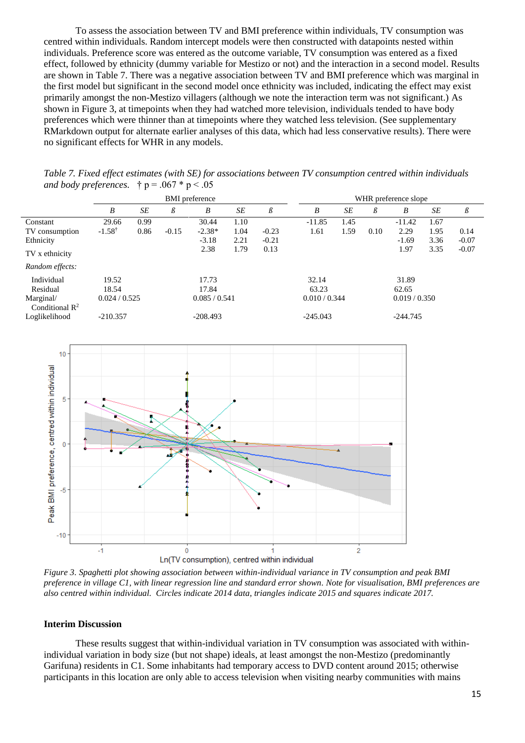To assess the association between TV and BMI preference within individuals, TV consumption was centred within individuals. Random intercept models were then constructed with datapoints nested within individuals. Preference score was entered as the outcome variable, TV consumption was entered as a fixed effect, followed by ethnicity (dummy variable for Mestizo or not) and the interaction in a second model. Results are shown in Table 7. There was a negative association between TV and BMI preference which was marginal in the first model but significant in the second model once ethnicity was included, indicating the effect may exist primarily amongst the non-Mestizo villagers (although we note the interaction term was not significant.) As shown in Figure 3, at timepoints when they had watched more television, individuals tended to have body preferences which were thinner than at timepoints where they watched less television. (See supplementary RMarkdown output for alternate earlier analyses of this data, which had less conservative results). There were no significant effects for WHR in any models.

*Table 7. Fixed effect estimates (with SE) for associations between TV consumption centred within individuals and body preferences.* † p = .067 * p < .05

| | BMI preference | | | | | | WHR preference slope | | | | | |
|---|---|---|---|---|---|---|---|---|---|---|---|---|
| | *B* | *SE* | *ß* | *B* | *SE* | *ß* | *B* | *SE* | *ß* | *B* | *SE* | *ß* |
| Constant | 29.66 | 0.99 | | 30.44 | 1.10 | | -11.85 | 1.45 | | -11.42 | 1.67 | |
| TV consumption | -1.58† | 0.86 | -0.15 | -2.38* | 1.04 | -0.23 | 1.61 | 1.59 | 0.10 | 2.29 | 1.95 | 0.14 |
| Ethnicity | | | | -3.18 | 2.21 | -0.21 | | | | -1.69 | 3.36 | -0.07 |
| TV x ethnicity | | | | 2.38 | 1.79 | 0.13 | | | | 1.97 | 3.35 | -0.07 |
| *Random effects:* | | | | | | | | | | | | |
| Individual | 19.52 | | | 17.73 | | | 32.14 | | | 31.89 | | |
| Residual | 18.54 | | | 17.84 | | | 63.23 | | | 62.65 | | |
| Marginal/ Conditional $R^2$ | 0.024 / 0.525 | | | 0.085 / 0.541 | | | 0.010 / 0.344 | | | 0.019 / 0.350 | | |
| Loglikelihood | -210.357 | | | -208.493 | | | -245.043 | | | -244.745 | | |

*Figure 3. Spaghetti plot showing association between within-individual variance in TV consumption and peak BMI preference in village C1, with linear regression line and standard error shown. Note for visualisation, BMI preferences are also centred within individual. Circles indicate 2014 data, triangles indicate 2015 and squares indicate 2017.*

### Interim Discussion

These results suggest that within-individual variation in TV consumption was associated with within-individual variation in body size (but not shape) ideals, at least amongst the non-Mestizo (predominantly Garifuna) residents in C1. Some inhabitants had temporary access to DVD content around 2015; otherwise participants in this location are only able to access television when visiting nearby communities with mains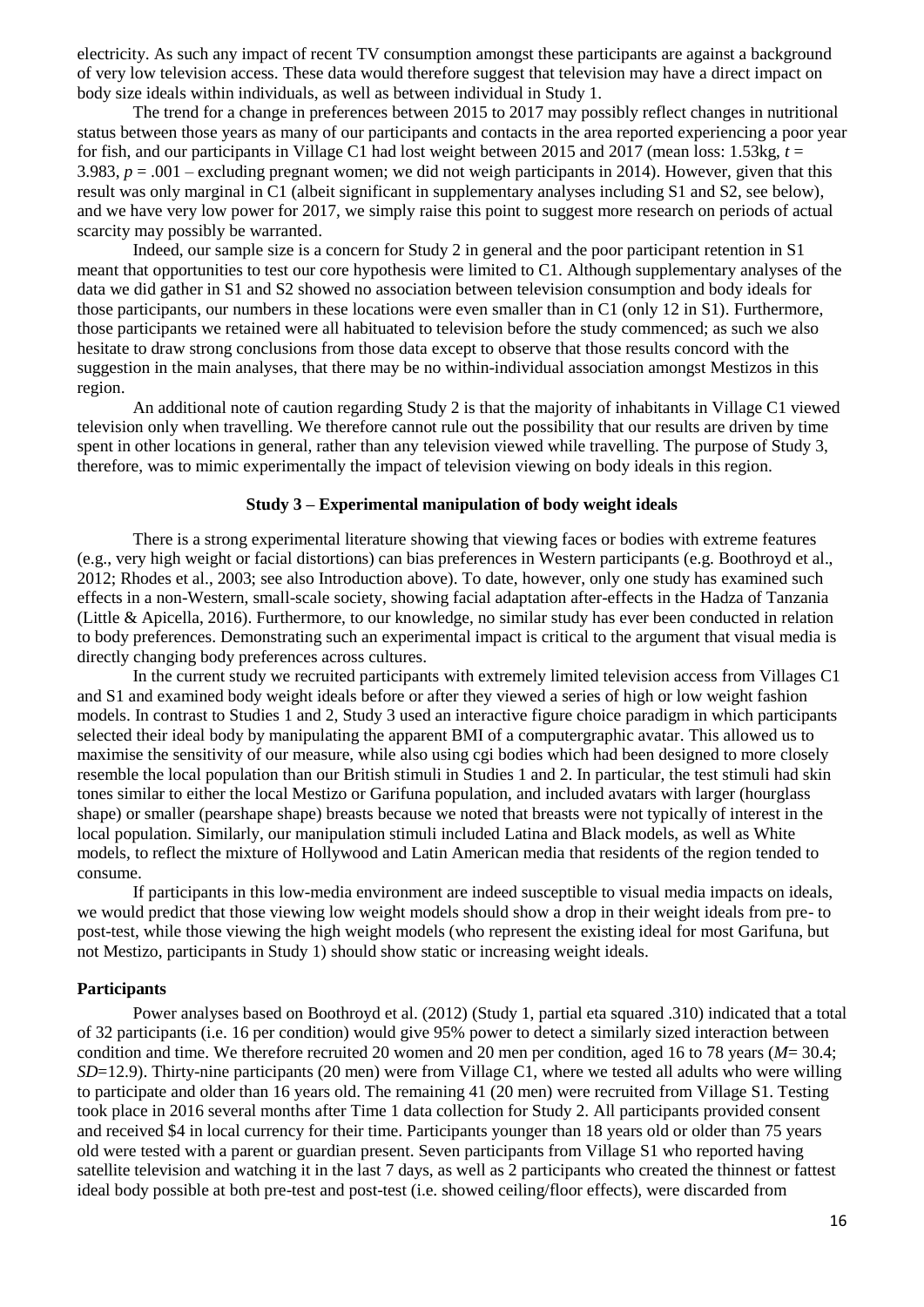electricity. As such any impact of recent TV consumption amongst these participants are against a background of very low television access. These data would therefore suggest that television may have a direct impact on body size ideals within individuals, as well as between individual in Study 1.

The trend for a change in preferences between 2015 to 2017 may possibly reflect changes in nutritional status between those years as many of our participants and contacts in the area reported experiencing a poor year for fish, and our participants in Village C1 had lost weight between 2015 and 2017 (mean loss: 1.53kg, $t$ = 3.983, $p$ = .001 – excluding pregnant women; we did not weigh participants in 2014). However, given that this result was only marginal in C1 (albeit significant in supplementary analyses including S1 and S2, see below), and we have very low power for 2017, we simply raise this point to suggest more research on periods of actual scarcity may possibly be warranted.

Indeed, our sample size is a concern for Study 2 in general and the poor participant retention in S1 meant that opportunities to test our core hypothesis were limited to C1. Although supplementary analyses of the data we did gather in S1 and S2 showed no association between television consumption and body ideals for those participants, our numbers in these locations were even smaller than in C1 (only 12 in S1). Furthermore, those participants we retained were all habituated to television before the study commenced; as such we also hesitate to draw strong conclusions from those data except to observe that those results concord with the suggestion in the main analyses, that there may be no within-individual association amongst Mestizos in this region.

An additional note of caution regarding Study 2 is that the majority of inhabitants in Village C1 viewed television only when travelling. We therefore cannot rule out the possibility that our results are driven by time spent in other locations in general, rather than any television viewed while travelling. The purpose of Study 3, therefore, was to mimic experimentally the impact of television viewing on body ideals in this region.

## Study 3 – Experimental manipulation of body weight ideals

There is a strong experimental literature showing that viewing faces or bodies with extreme features (e.g., very high weight or facial distortions) can bias preferences in Western participants (e.g. Boothroyd et al., 2012; Rhodes et al., 2003; see also Introduction above). To date, however, only one study has examined such effects in a non-Western, small-scale society, showing facial adaptation after-effects in the Hadza of Tanzania (Little & Apicella, 2016). Furthermore, to our knowledge, no similar study has ever been conducted in relation to body preferences. Demonstrating such an experimental impact is critical to the argument that visual media is directly changing body preferences across cultures.

In the current study we recruited participants with extremely limited television access from Villages C1 and S1 and examined body weight ideals before or after they viewed a series of high or low weight fashion models. In contrast to Studies 1 and 2, Study 3 used an interactive figure choice paradigm in which participants selected their ideal body by manipulating the apparent BMI of a computergraphic avatar. This allowed us to maximise the sensitivity of our measure, while also using cgi bodies which had been designed to more closely resemble the local population than our British stimuli in Studies 1 and 2. In particular, the test stimuli had skin tones similar to either the local Mestizo or Garifuna population, and included avatars with larger (hourglass shape) or smaller (pearshape shape) breasts because we noted that breasts were not typically of interest in the local population. Similarly, our manipulation stimuli included Latina and Black models, as well as White models, to reflect the mixture of Hollywood and Latin American media that residents of the region tended to consume.

If participants in this low-media environment are indeed susceptible to visual media impacts on ideals, we would predict that those viewing low weight models should show a drop in their weight ideals from pre- to post-test, while those viewing the high weight models (who represent the existing ideal for most Garifuna, but not Mestizo, participants in Study 1) should show static or increasing weight ideals.

### Participants

Power analyses based on Boothroyd et al. (2012) (Study 1, partial eta squared .310) indicated that a total of 32 participants (i.e. 16 per condition) would give 95% power to detect a similarly sized interaction between condition and time. We therefore recruited 20 women and 20 men per condition, aged 16 to 78 years ($M$= 30.4; $SD$=12.9). Thirty-nine participants (20 men) were from Village C1, where we tested all adults who were willing to participate and older than 16 years old. The remaining 41 (20 men) were recruited from Village S1. Testing took place in 2016 several months after Time 1 data collection for Study 2. All participants provided consent and received \$4 in local currency for their time. Participants younger than 18 years old or older than 75 years old were tested with a parent or guardian present. Seven participants from Village S1 who reported having satellite television and watching it in the last 7 days, as well as 2 participants who created the thinnest or fattest ideal body possible at both pre-test and post-test (i.e. showed ceiling/floor effects), were discarded from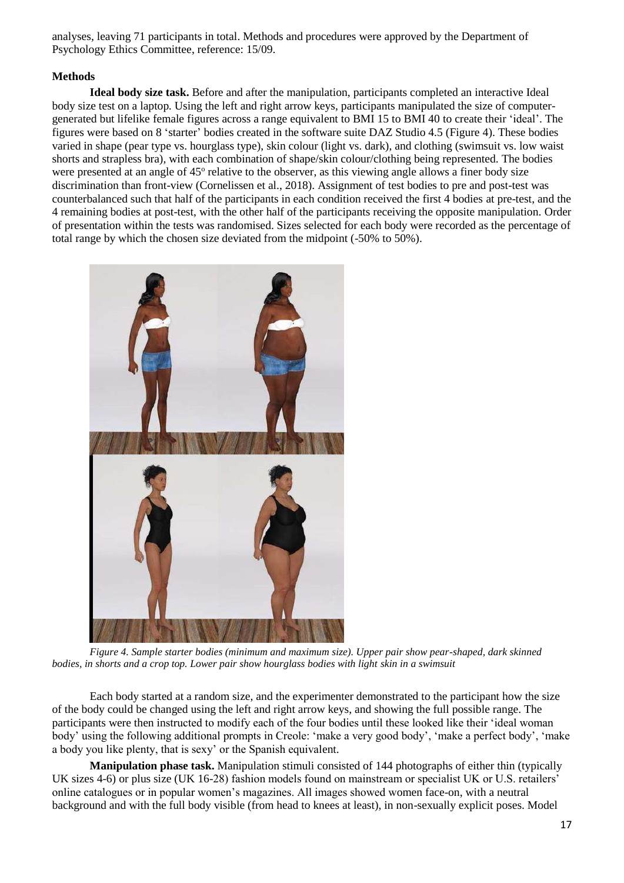analyses, leaving 71 participants in total. Methods and procedures were approved by the Department of Psychology Ethics Committee, reference: 15/09.

### Methods

**Ideal body size task.** Before and after the manipulation, participants completed an interactive Ideal body size test on a laptop. Using the left and right arrow keys, participants manipulated the size of computer-generated but lifelike female figures across a range equivalent to BMI 15 to BMI 40 to create their 'ideal'. The figures were based on 8 'starter' bodies created in the software suite DAZ Studio 4.5 (Figure 4). These bodies varied in shape (pear type vs. hourglass type), skin colour (light vs. dark), and clothing (swimsuit vs. low waist shorts and strapless bra), with each combination of shape/skin colour/clothing being represented. The bodies were presented at an angle of 45$^{o}$ relative to the observer, as this viewing angle allows a finer body size discrimination than front-view (Cornelissen et al., 2018). Assignment of test bodies to pre and post-test was counterbalanced such that half of the participants in each condition received the first 4 bodies at pre-test, and the 4 remaining bodies at post-test, with the other half of the participants receiving the opposite manipulation. Order of presentation within the tests was randomised. Sizes selected for each body were recorded as the percentage of total range by which the chosen size deviated from the midpoint (-50% to 50%).

*Figure 4. Sample starter bodies (minimum and maximum size). Upper pair show pear-shaped, dark skinned bodies, in shorts and a crop top. Lower pair show hourglass bodies with light skin in a swimsuit*

Each body started at a random size, and the experimenter demonstrated to the participant how the size of the body could be changed using the left and right arrow keys, and showing the full possible range. The participants were then instructed to modify each of the four bodies until these looked like their 'ideal woman body' using the following additional prompts in Creole: 'make a very good body', 'make a perfect body', 'make a body you like plenty, that is sexy' or the Spanish equivalent.

**Manipulation phase task.** Manipulation stimuli consisted of 144 photographs of either thin (typically UK sizes 4-6) or plus size (UK 16-28) fashion models found on mainstream or specialist UK or U.S. retailers' online catalogues or in popular women's magazines. All images showed women face-on, with a neutral background and with the full body visible (from head to knees at least), in non-sexually explicit poses. Model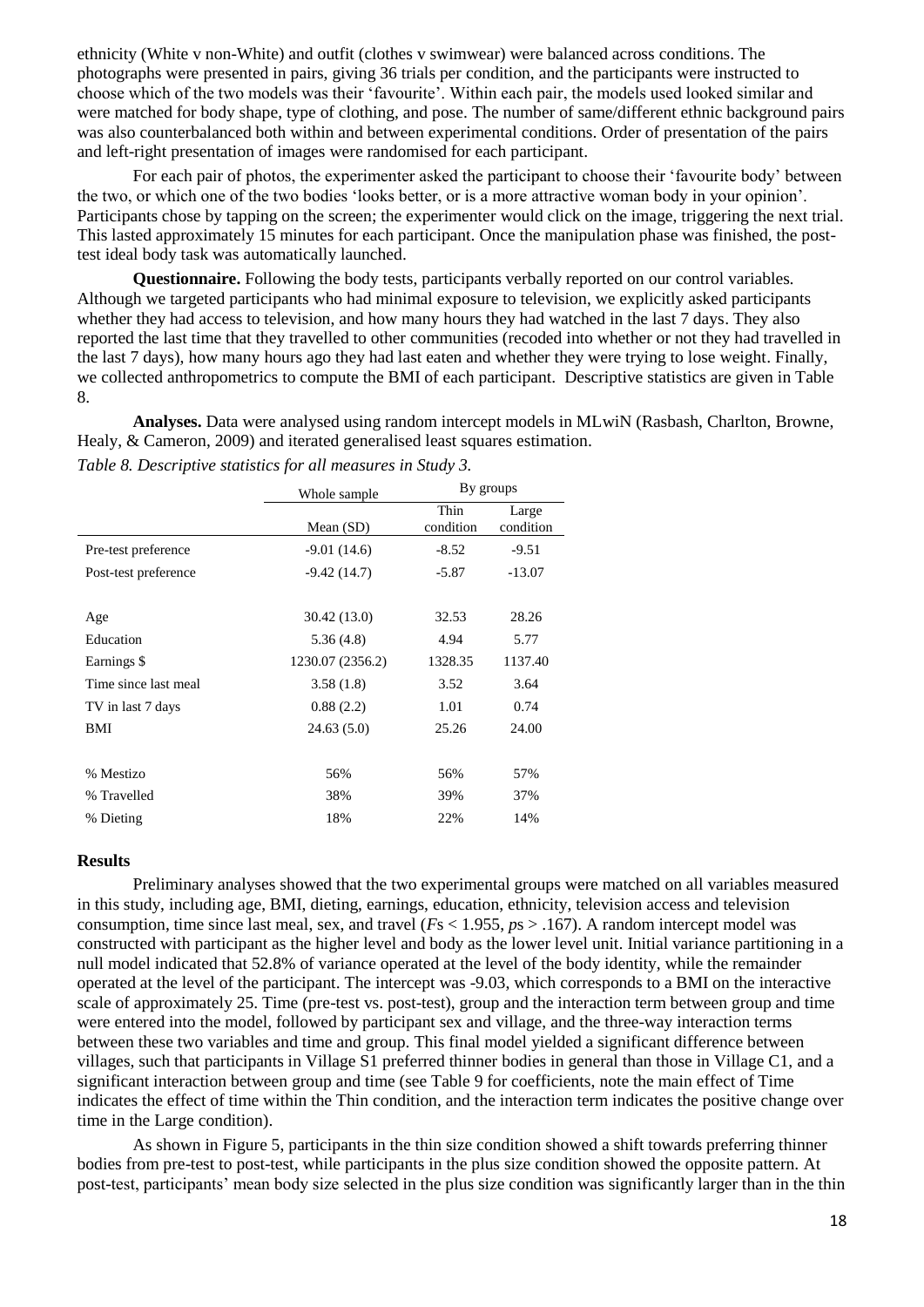ethnicity (White v non-White) and outfit (clothes v swimwear) were balanced across conditions. The photographs were presented in pairs, giving 36 trials per condition, and the participants were instructed to choose which of the two models was their 'favourite'. Within each pair, the models used looked similar and were matched for body shape, type of clothing, and pose. The number of same/different ethnic background pairs was also counterbalanced both within and between experimental conditions. Order of presentation of the pairs and left-right presentation of images were randomised for each participant.

For each pair of photos, the experimenter asked the participant to choose their 'favourite body' between the two, or which one of the two bodies 'looks better, or is a more attractive woman body in your opinion'. Participants chose by tapping on the screen; the experimenter would click on the image, triggering the next trial. This lasted approximately 15 minutes for each participant. Once the manipulation phase was finished, the post-test ideal body task was automatically launched.

**Questionnaire.** Following the body tests, participants verbally reported on our control variables. Although we targeted participants who had minimal exposure to television, we explicitly asked participants whether they had access to television, and how many hours they had watched in the last 7 days. They also reported the last time that they travelled to other communities (recoded into whether or not they had travelled in the last 7 days), how many hours ago they had last eaten and whether they were trying to lose weight. Finally, we collected anthropometrics to compute the BMI of each participant. Descriptive statistics are given in Table 8.

**Analyses.** Data were analysed using random intercept models in MLwiN (Rasbash, Charlton, Browne, Healy, & Cameron, 2009) and iterated generalised least squares estimation.

*Table 8. Descriptive statistics for all measures in Study 3.*

| | Whole sample | By groups | |
|---|---|---|---|
| | Mean (SD) | Thin condition | Large condition |
| Pre-test preference | -9.01 (14.6) | -8.52 | -9.51 |
| Post-test preference | -9.42 (14.7) | -5.87 | -13.07 |
| | | | |
| Age | 30.42 (13.0) | 32.53 | 28.26 |
| Education | 5.36 (4.8) | 4.94 | 5.77 |
| Earnings $ | 1230.07 (2356.2) | 1328.35 | 1137.40 |
| Time since last meal | 3.58 (1.8) | 3.52 | 3.64 |
| TV in last 7 days | 0.88 (2.2) | 1.01 | 0.74 |
| BMI | 24.63 (5.0) | 25.26 | 24.00 |
| | | | |
| % Mestizo | 56% | 56% | 57% |
| % Travelled | 38% | 39% | 37% |
| % Dieting | 18% | 22% | 14% |

## Results

Preliminary analyses showed that the two experimental groups were matched on all variables measured in this study, including age, BMI, dieting, earnings, education, ethnicity, television access and television consumption, time since last meal, sex, and travel ($F$s < 1.955, $p$s > .167). A random intercept model was constructed with participant as the higher level and body as the lower level unit. Initial variance partitioning in a null model indicated that 52.8% of variance operated at the level of the body identity, while the remainder operated at the level of the participant. The intercept was -9.03, which corresponds to a BMI on the interactive scale of approximately 25. Time (pre-test vs. post-test), group and the interaction term between group and time were entered into the model, followed by participant sex and village, and the three-way interaction terms between these two variables and time and group. This final model yielded a significant difference between villages, such that participants in Village S1 preferred thinner bodies in general than those in Village C1, and a significant interaction between group and time (see Table 9 for coefficients, note the main effect of Time indicates the effect of time within the Thin condition, and the interaction term indicates the positive change over time in the Large condition).

As shown in Figure 5, participants in the thin size condition showed a shift towards preferring thinner bodies from pre-test to post-test, while participants in the plus size condition showed the opposite pattern. At post-test, participants' mean body size selected in the plus size condition was significantly larger than in the thin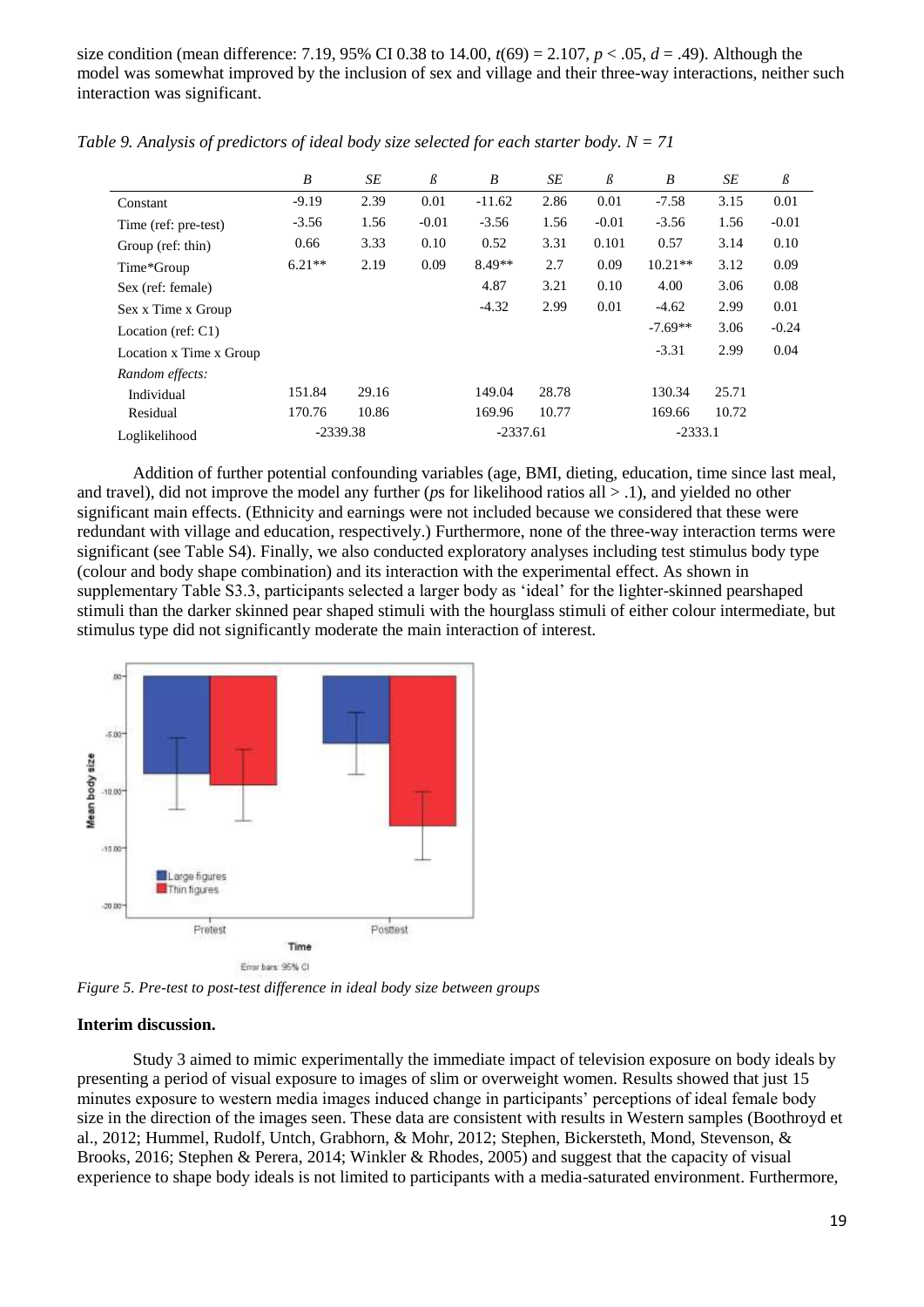size condition (mean difference: 7.19, 95% CI 0.38 to 14.00, $t(69) = 2.107$, $p < .05$, $d = .49$). Although the model was somewhat improved by the inclusion of sex and village and their three-way interactions, neither such interaction was significant.

*Table 9. Analysis of predictors of ideal body size selected for each starter body. N = 71*

| | *B* | *SE* | *ß* | *B* | *SE* | *ß* | *B* | *SE* | *ß* |
|---|---|---|---|---|---|---|---|---|---|
| Constant | -9.19 | 2.39 | 0.01 | -11.62 | 2.86 | 0.01 | -7.58 | 3.15 | 0.01 |
| Time (ref: pre-test) | -3.56 | 1.56 | -0.01 | -3.56 | 1.56 | -0.01 | -3.56 | 1.56 | -0.01 |
| Group (ref: thin) | 0.66 | 3.33 | 0.10 | 0.52 | 3.31 | 0.101 | 0.57 | 3.14 | 0.10 |
| Time*Group | 6.21** | 2.19 | 0.09 | 8.49** | 2.7 | 0.09 | 10.21** | 3.12 | 0.09 |
| Sex (ref: female) | | | | 4.87 | 3.21 | 0.10 | 4.00 | 3.06 | 0.08 |
| Sex x Time x Group | | | | -4.32 | 2.99 | 0.01 | -4.62 | 2.99 | 0.01 |
| Location (ref: C1) | | | | | | | -7.69** | 3.06 | -0.24 |
| Location x Time x Group | | | | | | | -3.31 | 2.99 | 0.04 |
| *Random effects:* | | | | | | | | | |
| Individual | 151.84 | 29.16 | | 149.04 | 28.78 | | 130.34 | 25.71 | |
| Residual | 170.76 | 10.86 | | 169.96 | 10.77 | | 169.66 | 10.72 | |
| Loglikelihood | -2339.38 | | | -2337.61 | | | -2333.1 | | |

Addition of further potential confounding variables (age, BMI, dieting, education, time since last meal, and travel), did not improve the model any further (*p*s for likelihood ratios all > .1), and yielded no other significant main effects. (Ethnicity and earnings were not included because we considered that these were redundant with village and education, respectively.) Furthermore, none of the three-way interaction terms were significant (see Table S4). Finally, we also conducted exploratory analyses including test stimulus body type (colour and body shape combination) and its interaction with the experimental effect. As shown in supplementary Table S3.3, participants selected a larger body as 'ideal' for the lighter-skinned pearshaped stimuli than the darker skinned pear shaped stimuli with the hourglass stimuli of either colour intermediate, but stimulus type did not significantly moderate the main interaction of interest.

*Figure 5. Pre-test to post-test difference in ideal body size between groups*

**Interim discussion.**

Study 3 aimed to mimic experimentally the immediate impact of television exposure on body ideals by presenting a period of visual exposure to images of slim or overweight women. Results showed that just 15 minutes exposure to western media images induced change in participants' perceptions of ideal female body size in the direction of the images seen. These data are consistent with results in Western samples (Boothroyd et al., 2012; Hummel, Rudolf, Untch, Grabhorn, & Mohr, 2012; Stephen, Bickersteth, Mond, Stevenson, & Brooks, 2016; Stephen & Perera, 2014; Winkler & Rhodes, 2005) and suggest that the capacity of visual experience to shape body ideals is not limited to participants with a media-saturated environment. Furthermore,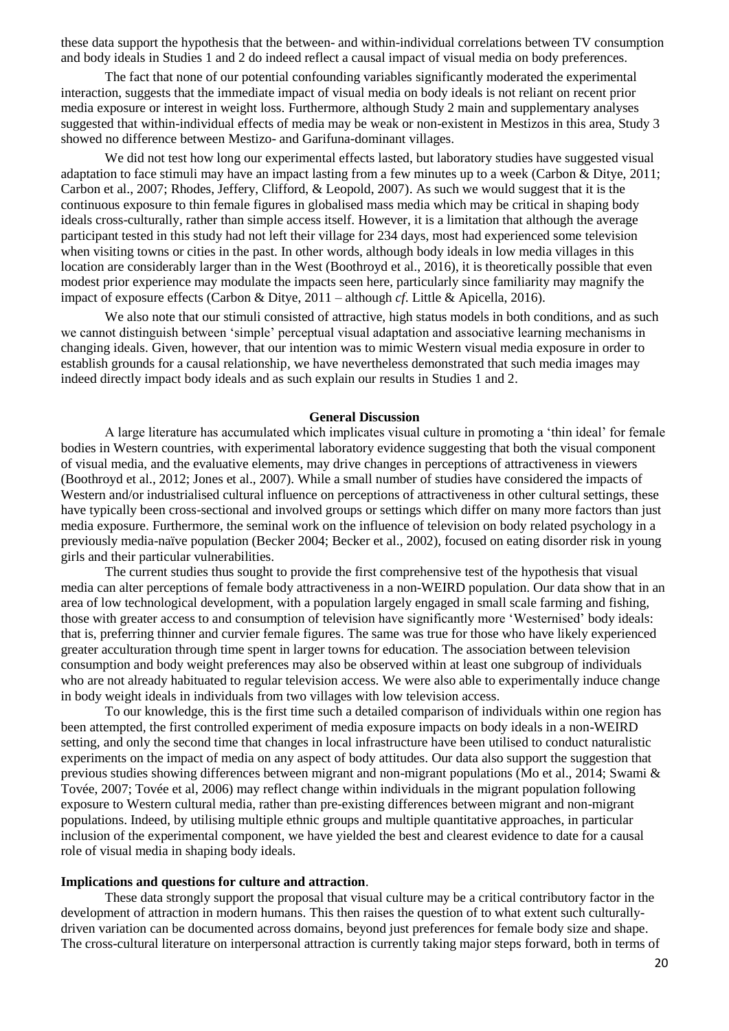these data support the hypothesis that the between- and within-individual correlations between TV consumption and body ideals in Studies 1 and 2 do indeed reflect a causal impact of visual media on body preferences.

The fact that none of our potential confounding variables significantly moderated the experimental interaction, suggests that the immediate impact of visual media on body ideals is not reliant on recent prior media exposure or interest in weight loss. Furthermore, although Study 2 main and supplementary analyses suggested that within-individual effects of media may be weak or non-existent in Mestizos in this area, Study 3 showed no difference between Mestizo- and Garifuna-dominant villages.

We did not test how long our experimental effects lasted, but laboratory studies have suggested visual adaptation to face stimuli may have an impact lasting from a few minutes up to a week (Carbon & Ditye, 2011; Carbon et al., 2007; Rhodes, Jeffery, Clifford, & Leopold, 2007). As such we would suggest that it is the continuous exposure to thin female figures in globalised mass media which may be critical in shaping body ideals cross-culturally, rather than simple access itself. However, it is a limitation that although the average participant tested in this study had not left their village for 234 days, most had experienced some television when visiting towns or cities in the past. In other words, although body ideals in low media villages in this location are considerably larger than in the West (Boothroyd et al., 2016), it is theoretically possible that even modest prior experience may modulate the impacts seen here, particularly since familiarity may magnify the impact of exposure effects (Carbon & Ditye, 2011 – although *cf.* Little & Apicella, 2016).

We also note that our stimuli consisted of attractive, high status models in both conditions, and as such we cannot distinguish between 'simple' perceptual visual adaptation and associative learning mechanisms in changing ideals. Given, however, that our intention was to mimic Western visual media exposure in order to establish grounds for a causal relationship, we have nevertheless demonstrated that such media images may indeed directly impact body ideals and as such explain our results in Studies 1 and 2.

## General Discussion

A large literature has accumulated which implicates visual culture in promoting a 'thin ideal' for female bodies in Western countries, with experimental laboratory evidence suggesting that both the visual component of visual media, and the evaluative elements, may drive changes in perceptions of attractiveness in viewers (Boothroyd et al., 2012; Jones et al., 2007). While a small number of studies have considered the impacts of Western and/or industrialised cultural influence on perceptions of attractiveness in other cultural settings, these have typically been cross-sectional and involved groups or settings which differ on many more factors than just media exposure. Furthermore, the seminal work on the influence of television on body related psychology in a previously media-naïve population (Becker 2004; Becker et al., 2002), focused on eating disorder risk in young girls and their particular vulnerabilities.

The current studies thus sought to provide the first comprehensive test of the hypothesis that visual media can alter perceptions of female body attractiveness in a non-WEIRD population. Our data show that in an area of low technological development, with a population largely engaged in small scale farming and fishing, those with greater access to and consumption of television have significantly more 'Westernised' body ideals: that is, preferring thinner and curvier female figures. The same was true for those who have likely experienced greater acculturation through time spent in larger towns for education. The association between television consumption and body weight preferences may also be observed within at least one subgroup of individuals who are not already habituated to regular television access. We were also able to experimentally induce change in body weight ideals in individuals from two villages with low television access.

To our knowledge, this is the first time such a detailed comparison of individuals within one region has been attempted, the first controlled experiment of media exposure impacts on body ideals in a non-WEIRD setting, and only the second time that changes in local infrastructure have been utilised to conduct naturalistic experiments on the impact of media on any aspect of body attitudes. Our data also support the suggestion that previous studies showing differences between migrant and non-migrant populations (Mo et al., 2014; Swami & Tovée, 2007; Tovée et al, 2006) may reflect change within individuals in the migrant population following exposure to Western cultural media, rather than pre-existing differences between migrant and non-migrant populations. Indeed, by utilising multiple ethnic groups and multiple quantitative approaches, in particular inclusion of the experimental component, we have yielded the best and clearest evidence to date for a causal role of visual media in shaping body ideals.

### Implications and questions for culture and attraction.

These data strongly support the proposal that visual culture may be a critical contributory factor in the development of attraction in modern humans. This then raises the question of to what extent such culturally-driven variation can be documented across domains, beyond just preferences for female body size and shape. The cross-cultural literature on interpersonal attraction is currently taking major steps forward, both in terms of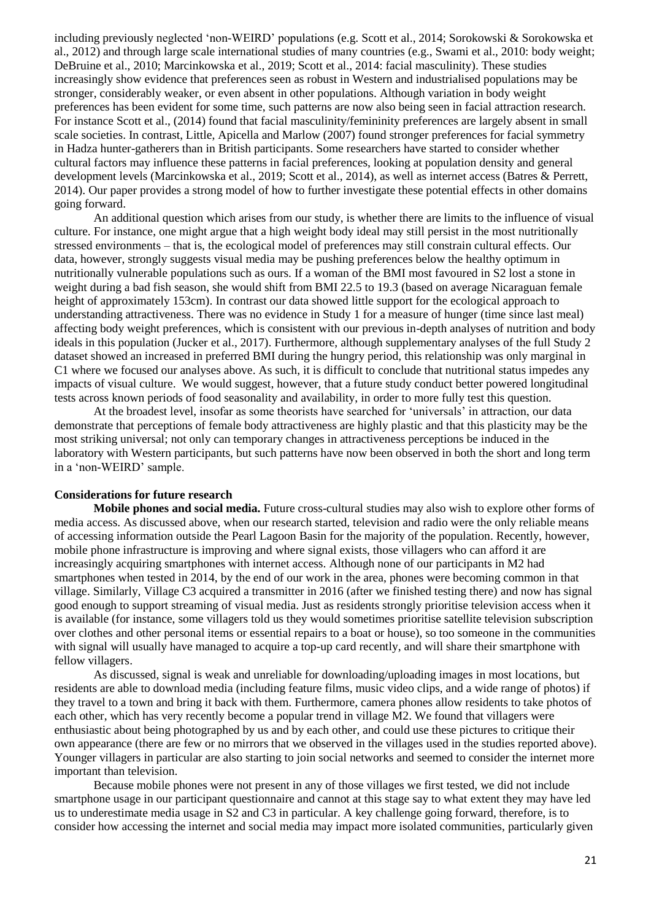including previously neglected 'non-WEIRD' populations (e.g. Scott et al., 2014; Sorokowski & Sorokowska et al., 2012) and through large scale international studies of many countries (e.g., Swami et al., 2010: body weight; DeBruine et al., 2010; Marcinkowska et al., 2019; Scott et al., 2014: facial masculinity). These studies increasingly show evidence that preferences seen as robust in Western and industrialised populations may be stronger, considerably weaker, or even absent in other populations. Although variation in body weight preferences has been evident for some time, such patterns are now also being seen in facial attraction research. For instance Scott et al., (2014) found that facial masculinity/femininity preferences are largely absent in small scale societies. In contrast, Little, Apicella and Marlow (2007) found stronger preferences for facial symmetry in Hadza hunter-gatherers than in British participants. Some researchers have started to consider whether cultural factors may influence these patterns in facial preferences, looking at population density and general development levels (Marcinkowska et al., 2019; Scott et al., 2014), as well as internet access (Batres & Perrett, 2014). Our paper provides a strong model of how to further investigate these potential effects in other domains going forward.

An additional question which arises from our study, is whether there are limits to the influence of visual culture. For instance, one might argue that a high weight body ideal may still persist in the most nutritionally stressed environments – that is, the ecological model of preferences may still constrain cultural effects. Our data, however, strongly suggests visual media may be pushing preferences below the healthy optimum in nutritionally vulnerable populations such as ours. If a woman of the BMI most favoured in S2 lost a stone in weight during a bad fish season, she would shift from BMI 22.5 to 19.3 (based on average Nicaraguan female height of approximately 153cm). In contrast our data showed little support for the ecological approach to understanding attractiveness. There was no evidence in Study 1 for a measure of hunger (time since last meal) affecting body weight preferences, which is consistent with our previous in-depth analyses of nutrition and body ideals in this population (Jucker et al., 2017). Furthermore, although supplementary analyses of the full Study 2 dataset showed an increased in preferred BMI during the hungry period, this relationship was only marginal in C1 where we focused our analyses above. As such, it is difficult to conclude that nutritional status impedes any impacts of visual culture. We would suggest, however, that a future study conduct better powered longitudinal tests across known periods of food seasonality and availability, in order to more fully test this question.

At the broadest level, insofar as some theorists have searched for 'universals' in attraction, our data demonstrate that perceptions of female body attractiveness are highly plastic and that this plasticity may be the most striking universal; not only can temporary changes in attractiveness perceptions be induced in the laboratory with Western participants, but such patterns have now been observed in both the short and long term in a 'non-WEIRD' sample.

## Considerations for future research

**Mobile phones and social media.** Future cross-cultural studies may also wish to explore other forms of media access. As discussed above, when our research started, television and radio were the only reliable means of accessing information outside the Pearl Lagoon Basin for the majority of the population. Recently, however, mobile phone infrastructure is improving and where signal exists, those villagers who can afford it are increasingly acquiring smartphones with internet access. Although none of our participants in M2 had smartphones when tested in 2014, by the end of our work in the area, phones were becoming common in that village. Similarly, Village C3 acquired a transmitter in 2016 (after we finished testing there) and now has signal good enough to support streaming of visual media. Just as residents strongly prioritise television access when it is available (for instance, some villagers told us they would sometimes prioritise satellite television subscription over clothes and other personal items or essential repairs to a boat or house), so too someone in the communities with signal will usually have managed to acquire a top-up card recently, and will share their smartphone with fellow villagers.

As discussed, signal is weak and unreliable for downloading/uploading images in most locations, but residents are able to download media (including feature films, music video clips, and a wide range of photos) if they travel to a town and bring it back with them. Furthermore, camera phones allow residents to take photos of each other, which has very recently become a popular trend in village M2. We found that villagers were enthusiastic about being photographed by us and by each other, and could use these pictures to critique their own appearance (there are few or no mirrors that we observed in the villages used in the studies reported above). Younger villagers in particular are also starting to join social networks and seemed to consider the internet more important than television.

Because mobile phones were not present in any of those villages we first tested, we did not include smartphone usage in our participant questionnaire and cannot at this stage say to what extent they may have led us to underestimate media usage in S2 and C3 in particular. A key challenge going forward, therefore, is to consider how accessing the internet and social media may impact more isolated communities, particularly given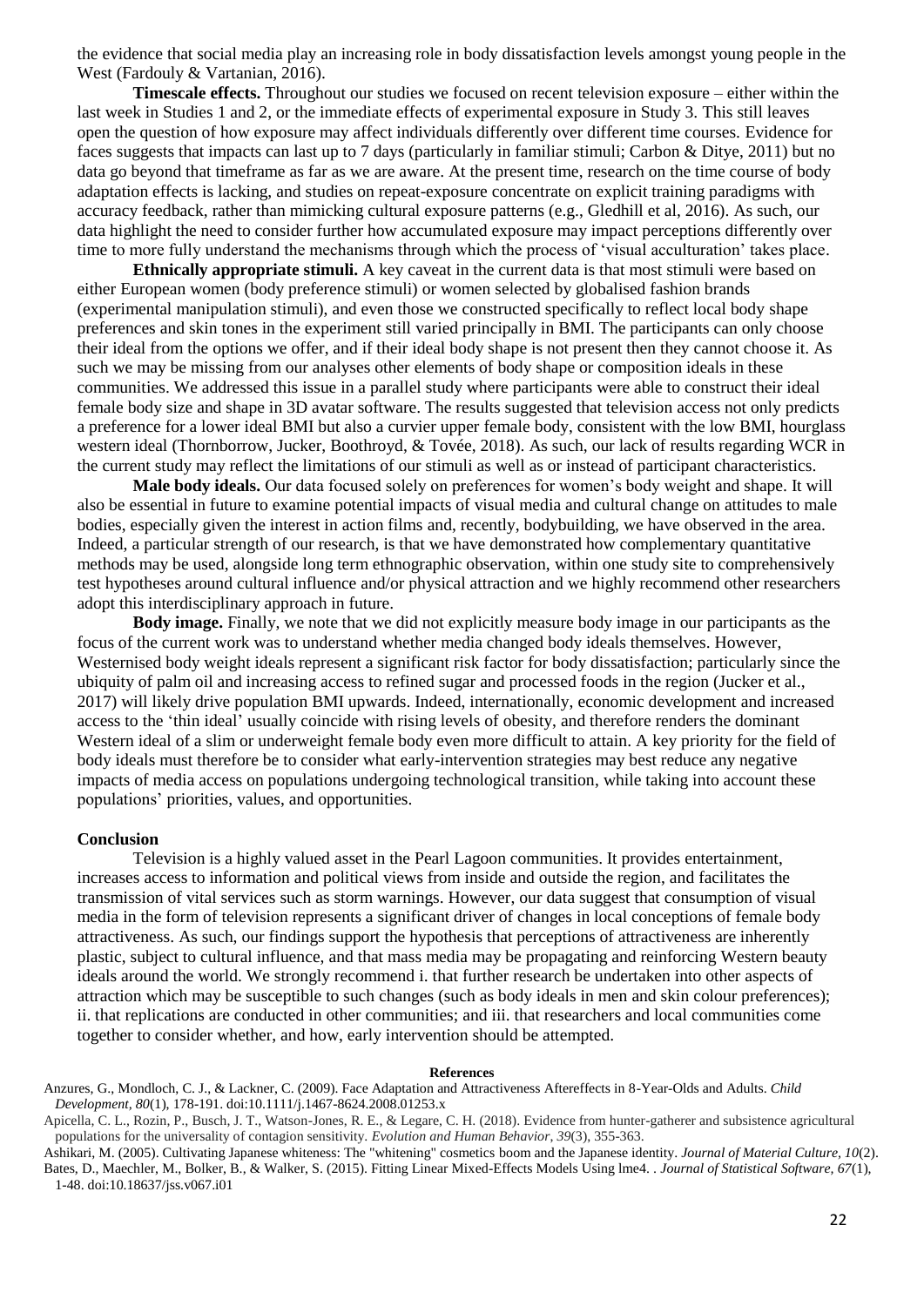the evidence that social media play an increasing role in body dissatisfaction levels amongst young people in the West (Fardouly & Vartanian, 2016).

**Timescale effects.** Throughout our studies we focused on recent television exposure – either within the last week in Studies 1 and 2, or the immediate effects of experimental exposure in Study 3. This still leaves open the question of how exposure may affect individuals differently over different time courses. Evidence for faces suggests that impacts can last up to 7 days (particularly in familiar stimuli; Carbon & Ditye, 2011) but no data go beyond that timeframe as far as we are aware. At the present time, research on the time course of body adaptation effects is lacking, and studies on repeat-exposure concentrate on explicit training paradigms with accuracy feedback, rather than mimicking cultural exposure patterns (e.g., Gledhill et al, 2016). As such, our data highlight the need to consider further how accumulated exposure may impact perceptions differently over time to more fully understand the mechanisms through which the process of 'visual acculturation' takes place.

**Ethnically appropriate stimuli.** A key caveat in the current data is that most stimuli were based on either European women (body preference stimuli) or women selected by globalised fashion brands (experimental manipulation stimuli), and even those we constructed specifically to reflect local body shape preferences and skin tones in the experiment still varied principally in BMI. The participants can only choose their ideal from the options we offer, and if their ideal body shape is not present then they cannot choose it. As such we may be missing from our analyses other elements of body shape or composition ideals in these communities. We addressed this issue in a parallel study where participants were able to construct their ideal female body size and shape in 3D avatar software. The results suggested that television access not only predicts a preference for a lower ideal BMI but also a curvier upper female body, consistent with the low BMI, hourglass western ideal (Thornborrow, Jucker, Boothroyd, & Tovée, 2018). As such, our lack of results regarding WCR in the current study may reflect the limitations of our stimuli as well as or instead of participant characteristics.

**Male body ideals.** Our data focused solely on preferences for women's body weight and shape. It will also be essential in future to examine potential impacts of visual media and cultural change on attitudes to male bodies, especially given the interest in action films and, recently, bodybuilding, we have observed in the area. Indeed, a particular strength of our research, is that we have demonstrated how complementary quantitative methods may be used, alongside long term ethnographic observation, within one study site to comprehensively test hypotheses around cultural influence and/or physical attraction and we highly recommend other researchers adopt this interdisciplinary approach in future.

**Body image.** Finally, we note that we did not explicitly measure body image in our participants as the focus of the current work was to understand whether media changed body ideals themselves. However, Westernised body weight ideals represent a significant risk factor for body dissatisfaction; particularly since the ubiquity of palm oil and increasing access to refined sugar and processed foods in the region (Jucker et al., 2017) will likely drive population BMI upwards. Indeed, internationally, economic development and increased access to the 'thin ideal' usually coincide with rising levels of obesity, and therefore renders the dominant Western ideal of a slim or underweight female body even more difficult to attain. A key priority for the field of body ideals must therefore be to consider what early-intervention strategies may best reduce any negative impacts of media access on populations undergoing technological transition, while taking into account these populations' priorities, values, and opportunities.

## Conclusion

Television is a highly valued asset in the Pearl Lagoon communities. It provides entertainment, increases access to information and political views from inside and outside the region, and facilitates the transmission of vital services such as storm warnings. However, our data suggest that consumption of visual media in the form of television represents a significant driver of changes in local conceptions of female body attractiveness. As such, our findings support the hypothesis that perceptions of attractiveness are inherently plastic, subject to cultural influence, and that mass media may be propagating and reinforcing Western beauty ideals around the world. We strongly recommend i. that further research be undertaken into other aspects of attraction which may be susceptible to such changes (such as body ideals in men and skin colour preferences); ii. that replications are conducted in other communities; and iii. that researchers and local communities come together to consider whether, and how, early intervention should be attempted.

## References

Anzures, G., Mondloch, C. J., & Lackner, C. (2009). Face Adaptation and Attractiveness Aftereffects in 8-Year-Olds and Adults. *Child Development, 80*(1), 178-191. doi:10.1111/j.1467-8624.2008.01253.x

Apicella, C. L., Rozin, P., Busch, J. T., Watson-Jones, R. E., & Legare, C. H. (2018). Evidence from hunter-gatherer and subsistence agricultural populations for the universality of contagion sensitivity. *Evolution and Human Behavior, 39*(3), 355-363.

Ashikari, M. (2005). Cultivating Japanese whiteness: The "whitening" cosmetics boom and the Japanese identity. *Journal of Material Culture, 10*(2).

Bates, D., Maechler, M., Bolker, B., & Walker, S. (2015). Fitting Linear Mixed-Effects Models Using lme4. . *Journal of Statistical Software, 67*(1), 1-48. doi:10.18637/jss.v067.i01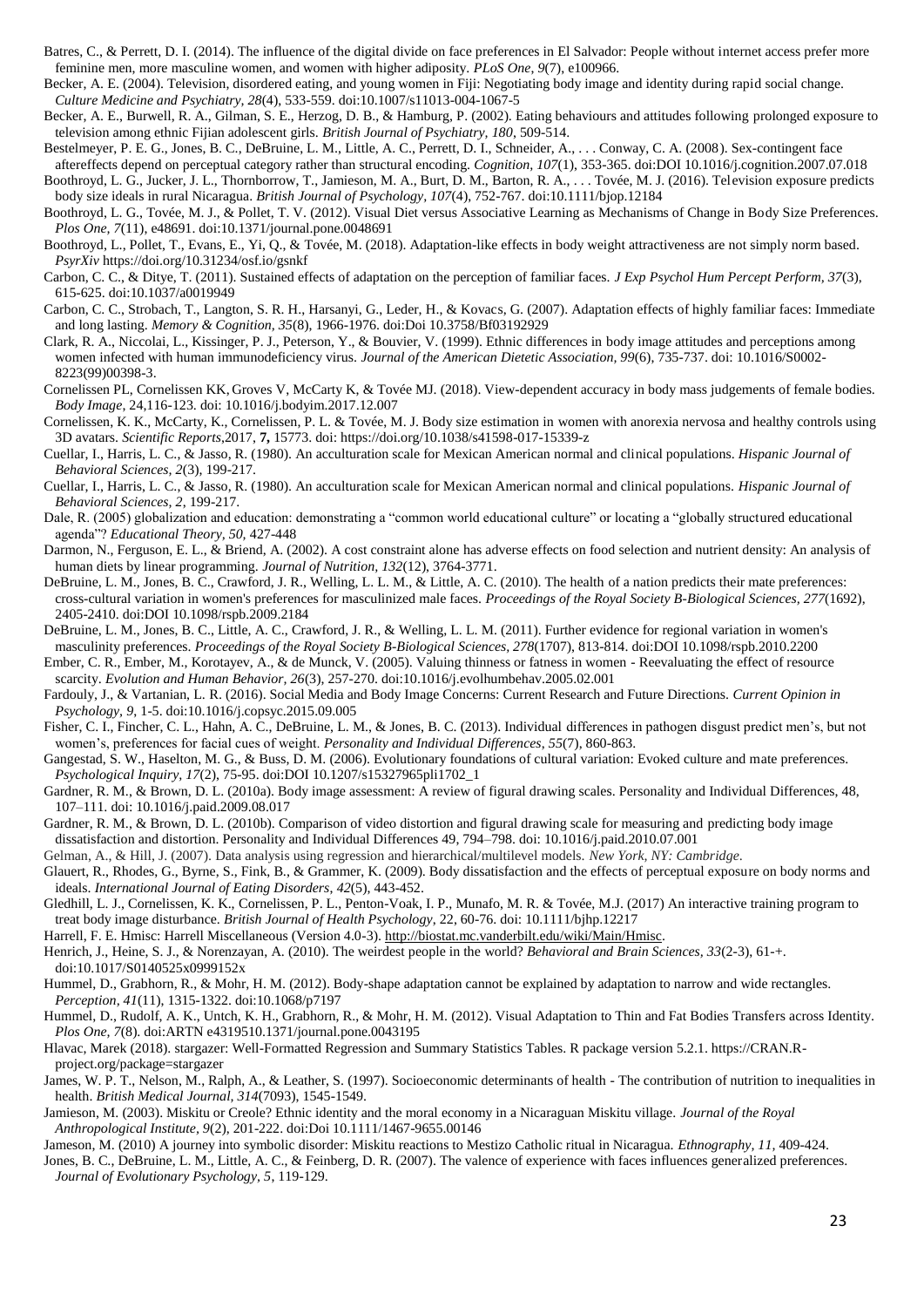Batres, C., & Perrett, D. I. (2014). The influence of the digital divide on face preferences in El Salvador: People without internet access prefer more feminine men, more masculine women, and women with higher adiposity. *PLoS One, 9*(7), e100966.

Becker, A. E. (2004). Television, disordered eating, and young women in Fiji: Negotiating body image and identity during rapid social change. *Culture Medicine and Psychiatry, 28*(4), 533-559. doi:10.1007/s11013-004-1067-5

Becker, A. E., Burwell, R. A., Gilman, S. E., Herzog, D. B., & Hamburg, P. (2002). Eating behaviours and attitudes following prolonged exposure to television among ethnic Fijian adolescent girls. *British Journal of Psychiatry, 180*, 509-514.

Bestelmeyer, P. E. G., Jones, B. C., DeBruine, L. M., Little, A. C., Perrett, D. I., Schneider, A., . . . Conway, C. A. (2008). Sex-contingent face aftereffects depend on perceptual category rather than structural encoding. *Cognition, 107*(1), 353-365. doi:DOI 10.1016/j.cognition.2007.07.018

Boothroyd, L. G., Jucker, J. L., Thornborrow, T., Jamieson, M. A., Burt, D. M., Barton, R. A., . . . Tovée, M. J. (2016). Television exposure predicts body size ideals in rural Nicaragua. *British Journal of Psychology, 107*(4), 752-767. doi:10.1111/bjop.12184

Boothroyd, L. G., Tovée, M. J., & Pollet, T. V. (2012). Visual Diet versus Associative Learning as Mechanisms of Change in Body Size Preferences. *Plos One, 7*(11), e48691. doi:10.1371/journal.pone.0048691

Boothroyd, L., Pollet, T., Evans, E., Yi, Q., & Tovée, M. (2018). Adaptation-like effects in body weight attractiveness are not simply norm based. *PsyrXiv* https://doi.org/10.31234/osf.io/gsnkf

Carbon, C. C., & Ditye, T. (2011). Sustained effects of adaptation on the perception of familiar faces. *J Exp Psychol Hum Percept Perform, 37*(3), 615-625. doi:10.1037/a0019949

Carbon, C. C., Strobach, T., Langton, S. R. H., Harsanyi, G., Leder, H., & Kovacs, G. (2007). Adaptation effects of highly familiar faces: Immediate and long lasting. *Memory & Cognition, 35*(8), 1966-1976. doi:Doi 10.3758/Bf03192929

Clark, R. A., Niccolai, L., Kissinger, P. J., Peterson, Y., & Bouvier, V. (1999). Ethnic differences in body image attitudes and perceptions among women infected with human immunodeficiency virus. *Journal of the American Dietetic Association, 99*(6), 735-737. doi: 10.1016/S0002-8223(99)00398-3.

Cornelissen PL, Cornelissen KK, Groves V, McCarty K, & Tovée MJ. (2018). View-dependent accuracy in body mass judgements of female bodies. *Body Image,* 24,116-123. doi: 10.1016/j.bodyim.2017.12.007

Cornelissen, K. K., McCarty, K., Cornelissen, P. L. & Tovée, M. J. Body size estimation in women with anorexia nervosa and healthy controls using 3D avatars. *Scientific Reports*,2017, **7,** 15773. doi: https://doi.org/10.1038/s41598-017-15339-z

Cuellar, I., Harris, L. C., & Jasso, R. (1980). An acculturation scale for Mexican American normal and clinical populations. *Hispanic Journal of Behavioral Sciences, 2*(3), 199-217.

Cuellar, I., Harris, L. C., & Jasso, R. (1980). An acculturation scale for Mexican American normal and clinical populations. *Hispanic Journal of Behavioral Sciences, 2,* 199-217.

Dale, R. (2005) globalization and education: demonstrating a "common world educational culture" or locating a "globally structured educational agenda"? *Educational Theory, 50,* 427-448

Darmon, N., Ferguson, E. L., & Briend, A. (2002). A cost constraint alone has adverse effects on food selection and nutrient density: An analysis of human diets by linear programming. *Journal of Nutrition, 132*(12), 3764-3771.

DeBruine, L. M., Jones, B. C., Crawford, J. R., Welling, L. L. M., & Little, A. C. (2010). The health of a nation predicts their mate preferences: cross-cultural variation in women's preferences for masculinized male faces. *Proceedings of the Royal Society B-Biological Sciences, 277*(1692), 2405-2410. doi:DOI 10.1098/rspb.2009.2184

DeBruine, L. M., Jones, B. C., Little, A. C., Crawford, J. R., & Welling, L. L. M. (2011). Further evidence for regional variation in women's masculinity preferences. *Proceedings of the Royal Society B-Biological Sciences, 278*(1707), 813-814. doi:DOI 10.1098/rspb.2010.2200

Ember, C. R., Ember, M., Korotayev, A., & de Munck, V. (2005). Valuing thinness or fatness in women - Reevaluating the effect of resource scarcity. *Evolution and Human Behavior, 26*(3), 257-270. doi:10.1016/j.evolhumbehav.2005.02.001

Fardouly, J., & Vartanian, L. R. (2016). Social Media and Body Image Concerns: Current Research and Future Directions. *Current Opinion in Psychology, 9*, 1-5. doi:10.1016/j.copsyc.2015.09.005

Fisher, C. I., Fincher, C. L., Hahn, A. C., DeBruine, L. M., & Jones, B. C. (2013). Individual differences in pathogen disgust predict men's, but not women's, preferences for facial cues of weight. *Personality and Individual Differences, 55*(7), 860-863.

Gangestad, S. W., Haselton, M. G., & Buss, D. M. (2006). Evolutionary foundations of cultural variation: Evoked culture and mate preferences. *Psychological Inquiry, 17*(2), 75-95. doi:DOI 10.1207/s15327965pli1702_1

Gardner, R. M., & Brown, D. L. (2010a). Body image assessment: A review of figural drawing scales. Personality and Individual Differences, 48, 107–111. doi: 10.1016/j.paid.2009.08.017

Gardner, R. M., & Brown, D. L. (2010b). Comparison of video distortion and figural drawing scale for measuring and predicting body image dissatisfaction and distortion. Personality and Individual Differences 49, 794–798. doi: 10.1016/j.paid.2010.07.001

Gelman, A., & Hill, J. (2007). Data analysis using regression and hierarchical/multilevel models. *New York, NY: Cambridge*.

Glauert, R., Rhodes, G., Byrne, S., Fink, B., & Grammer, K. (2009). Body dissatisfaction and the effects of perceptual exposure on body norms and ideals. *International Journal of Eating Disorders, 42*(5), 443-452.

Gledhill, L. J., Cornelissen, K. K., Cornelissen, P. L., Penton-Voak, I. P., Munafo, M. R. & Tovée, M.J. (2017) An interactive training program to treat body image disturbance. *British Journal of Health Psychology,* 22, 60-76. doi: 10.1111/bjhp.12217

Harrell, F. E. Hmisc: Harrell Miscellaneous (Version 4.0-3). http://biostat.mc.vanderbilt.edu/wiki/Main/Hmisc.

Henrich, J., Heine, S. J., & Norenzayan, A. (2010). The weirdest people in the world? *Behavioral and Brain Sciences, 33*(2-3), 61-+. doi:10.1017/S0140525x0999152x

Hummel, D., Grabhorn, R., & Mohr, H. M. (2012). Body-shape adaptation cannot be explained by adaptation to narrow and wide rectangles. *Perception, 41*(11), 1315-1322. doi:10.1068/p7197

Hummel, D., Rudolf, A. K., Untch, K. H., Grabhorn, R., & Mohr, H. M. (2012). Visual Adaptation to Thin and Fat Bodies Transfers across Identity. *Plos One, 7*(8). doi:ARTN e43195 10.1371/journal.pone.0043195

Hlavac, Marek (2018). stargazer: Well-Formatted Regression and Summary Statistics Tables. R package version 5.2.1. https://CRAN.R-project.org/package=stargazer

James, W. P. T., Nelson, M., Ralph, A., & Leather, S. (1997). Socioeconomic determinants of health - The contribution of nutrition to inequalities in health. *British Medical Journal, 314*(7093), 1545-1549.

Jamieson, M. (2003). Miskitu or Creole? Ethnic identity and the moral economy in a Nicaraguan Miskitu village. *Journal of the Royal Anthropological Institute, 9*(2), 201-222. doi:Doi 10.1111/1467-9655.00146

Jameson, M. (2010) A journey into symbolic disorder: Miskitu reactions to Mestizo Catholic ritual in Nicaragua. *Ethnography, 11,* 409-424.

Jones, B. C., DeBruine, L. M., Little, A. C., & Feinberg, D. R. (2007). The valence of experience with faces influences generalized preferences. *Journal of Evolutionary Psychology, 5*, 119-129.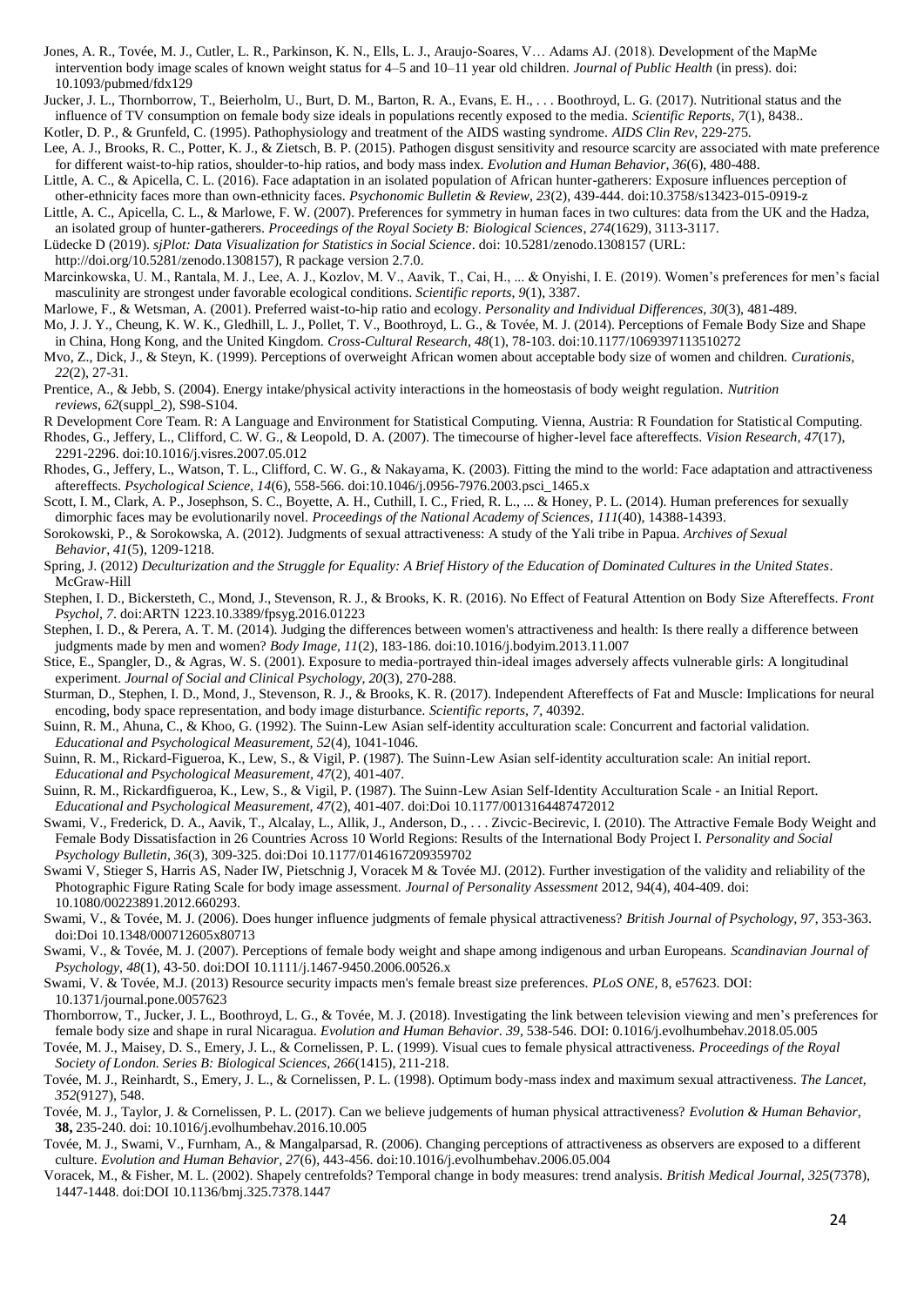Jones, A. R., Tovée, M. J., Cutler, L. R., Parkinson, K. N., Ells, L. J., Araujo-Soares, V… Adams AJ. (2018). Development of the MapMe intervention body image scales of known weight status for 4–5 and 10–11 year old children. *Journal of Public Health* (in press). doi: 10.1093/pubmed/fdx129

Jucker, J. L., Thornborrow, T., Beierholm, U., Burt, D. M., Barton, R. A., Evans, E. H., . . . Boothroyd, L. G. (2017). Nutritional status and the influence of TV consumption on female body size ideals in populations recently exposed to the media. *Scientific Reports, 7*(1), 8438..

Kotler, D. P., & Grunfeld, C. (1995). Pathophysiology and treatment of the AIDS wasting syndrome. *AIDS Clin Rev*, 229-275.

Lee, A. J., Brooks, R. C., Potter, K. J., & Zietsch, B. P. (2015). Pathogen disgust sensitivity and resource scarcity are associated with mate preference for different waist-to-hip ratios, shoulder-to-hip ratios, and body mass index. *Evolution and Human Behavior*, *36*(6), 480-488.

Little, A. C., & Apicella, C. L. (2016). Face adaptation in an isolated population of African hunter-gatherers: Exposure influences perception of other-ethnicity faces more than own-ethnicity faces. *Psychonomic Bulletin & Review, 23*(2), 439-444. doi:10.3758/s13423-015-0919-z

Little, A. C., Apicella, C. L., & Marlowe, F. W. (2007). Preferences for symmetry in human faces in two cultures: data from the UK and the Hadza, an isolated group of hunter-gatherers. *Proceedings of the Royal Society B: Biological Sciences, 274*(1629), 3113-3117.

Lüdecke D (2019). *sjPlot: Data Visualization for Statistics in Social Science*. doi: 10.5281/zenodo.1308157 (URL: http://doi.org/10.5281/zenodo.1308157), R package version 2.7.0.

Marcinkowska, U. M., Rantala, M. J., Lee, A. J., Kozlov, M. V., Aavik, T., Cai, H., ... & Onyishi, I. E. (2019). Women's preferences for men's facial masculinity are strongest under favorable ecological conditions. *Scientific reports*, *9*(1), 3387.

Marlowe, F., & Wetsman, A. (2001). Preferred waist-to-hip ratio and ecology. *Personality and Individual Differences*, *30*(3), 481-489.

Mo, J. J. Y., Cheung, K. W. K., Gledhill, L. J., Pollet, T. V., Boothroyd, L. G., & Tovée, M. J. (2014). Perceptions of Female Body Size and Shape in China, Hong Kong, and the United Kingdom. *Cross-Cultural Research, 48*(1), 78-103. doi:10.1177/1069397113510272

Mvo, Z., Dick, J., & Steyn, K. (1999). Perceptions of overweight African women about acceptable body size of women and children. *Curationis*, *22*(2), 27-31.

Prentice, A., & Jebb, S. (2004). Energy intake/physical activity interactions in the homeostasis of body weight regulation. *Nutrition reviews*, *62*(suppl_2), S98-S104.

R Development Core Team. R: A Language and Environment for Statistical Computing. Vienna, Austria: R Foundation for Statistical Computing.

Rhodes, G., Jeffery, L., Clifford, C. W. G., & Leopold, D. A. (2007). The timecourse of higher-level face aftereffects. *Vision Research, 47*(17), 2291-2296. doi:10.1016/j.visres.2007.05.012

Rhodes, G., Jeffery, L., Watson, T. L., Clifford, C. W. G., & Nakayama, K. (2003). Fitting the mind to the world: Face adaptation and attractiveness aftereffects. *Psychological Science, 14*(6), 558-566. doi:10.1046/j.0956-7976.2003.psci_1465.x

Scott, I. M., Clark, A. P., Josephson, S. C., Boyette, A. H., Cuthill, I. C., Fried, R. L., ... & Honey, P. L. (2014). Human preferences for sexually dimorphic faces may be evolutionarily novel. *Proceedings of the National Academy of Sciences*, *111*(40), 14388-14393.

Sorokowski, P., & Sorokowska, A. (2012). Judgments of sexual attractiveness: A study of the Yali tribe in Papua. *Archives of Sexual Behavior*, *41*(5), 1209-1218.

Spring, J. (2012) *Deculturization and the Struggle for Equality: A Brief History of the Education of Dominated Cultures in the United States*. McGraw-Hill

Stephen, I. D., Bickersteth, C., Mond, J., Stevenson, R. J., & Brooks, K. R. (2016). No Effect of Featural Attention on Body Size Aftereffects. *Front Psychol, 7*. doi:ARTN 1223.10.3389/fpsyg.2016.01223

Stephen, I. D., & Perera, A. T. M. (2014). Judging the differences between women's attractiveness and health: Is there really a difference between judgments made by men and women? *Body Image, 11*(2), 183-186. doi:10.1016/j.bodyim.2013.11.007

Stice, E., Spangler, D., & Agras, W. S. (2001). Exposure to media-portrayed thin-ideal images adversely affects vulnerable girls: A longitudinal experiment. *Journal of Social and Clinical Psychology, 20*(3), 270-288.

Sturman, D., Stephen, I. D., Mond, J., Stevenson, R. J., & Brooks, K. R. (2017). Independent Aftereffects of Fat and Muscle: Implications for neural encoding, body space representation, and body image disturbance. *Scientific reports*, *7*, 40392.

Suinn, R. M., Ahuna, C., & Khoo, G. (1992). The Suinn-Lew Asian self-identity acculturation scale: Concurrent and factorial validation. *Educational and Psychological Measurement*, *52*(4), 1041-1046.

Suinn, R. M., Rickard-Figueroa, K., Lew, S., & Vigil, P. (1987). The Suinn-Lew Asian self-identity acculturation scale: An initial report. *Educational and Psychological Measurement*, *47*(2), 401-407.

Suinn, R. M., Rickardfigueroa, K., Lew, S., & Vigil, P. (1987). The Suinn-Lew Asian Self-Identity Acculturation Scale - an Initial Report. *Educational and Psychological Measurement, 47*(2), 401-407. doi:Doi 10.1177/0013164487472012

Swami, V., Frederick, D. A., Aavik, T., Alcalay, L., Allik, J., Anderson, D., . . . Zivcic-Becirevic, I. (2010). The Attractive Female Body Weight and Female Body Dissatisfaction in 26 Countries Across 10 World Regions: Results of the International Body Project I. *Personality and Social Psychology Bulletin, 36*(3), 309-325. doi:Doi 10.1177/0146167209359702

Swami V, Stieger S, Harris AS, Nader IW, Pietschnig J, Voracek M & Tovée MJ. (2012). Further investigation of the validity and reliability of the Photographic Figure Rating Scale for body image assessment. *Journal of Personality Assessment* 2012, 94(4), 404-409. doi: 10.1080/00223891.2012.660293.

Swami, V., & Tovée, M. J. (2006). Does hunger influence judgments of female physical attractiveness? *British Journal of Psychology, 97*, 353-363. doi:Doi 10.1348/000712605x80713

Swami, V., & Tovée, M. J. (2007). Perceptions of female body weight and shape among indigenous and urban Europeans. *Scandinavian Journal of Psychology, 48*(1), 43-50. doi:DOI 10.1111/j.1467-9450.2006.00526.x

Swami, V. & Tovée, M.J. (2013) Resource security impacts men's female breast size preferences. *PLoS ONE*, 8, e57623. DOI: 10.1371/journal.pone.0057623

Thornborrow, T., Jucker, J. L., Boothroyd, L. G., & Tovée, M. J. (2018). Investigating the link between television viewing and men's preferences for female body size and shape in rural Nicaragua. *Evolution and Human Behavior*. *39*, 538-546. DOI: 0.1016/j.evolhumbehav.2018.05.005

Tovée, M. J., Maisey, D. S., Emery, J. L., & Cornelissen, P. L. (1999). Visual cues to female physical attractiveness. *Proceedings of the Royal Society of London. Series B: Biological Sciences*, *266*(1415), 211-218.

Tovée, M. J., Reinhardt, S., Emery, J. L., & Cornelissen, P. L. (1998). Optimum body-mass index and maximum sexual attractiveness. *The Lancet*, *352*(9127), 548.

Tovée, M. J., Taylor, J. & Cornelissen, P. L. (2017). Can we believe judgements of human physical attractiveness? *Evolution & Human Behavior,* **38,** 235-240. doi: 10.1016/j.evolhumbehav.2016.10.005

Tovée, M. J., Swami, V., Furnham, A., & Mangalparsad, R. (2006). Changing perceptions of attractiveness as observers are exposed to a different culture. *Evolution and Human Behavior, 27*(6), 443-456. doi:10.1016/j.evolhumbehav.2006.05.004

Voracek, M., & Fisher, M. L. (2002). Shapely centrefolds? Temporal change in body measures: trend analysis. *British Medical Journal, 325*(7378), 1447-1448. doi:DOI 10.1136/bmj.325.7378.1447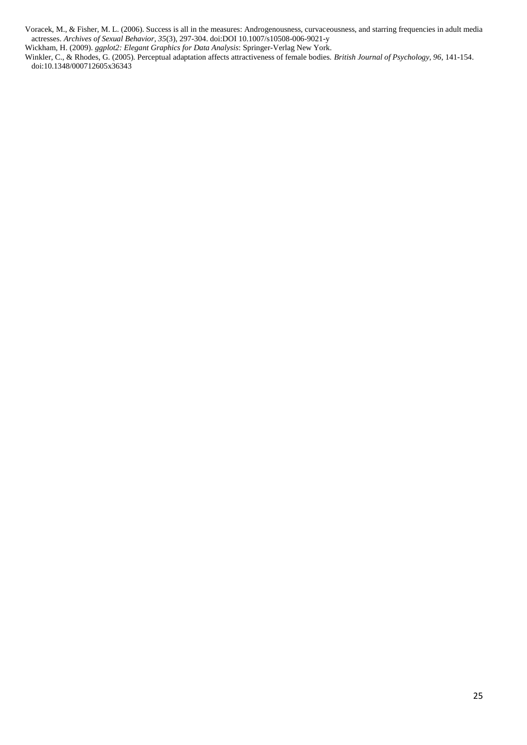Voracek, M., & Fisher, M. L. (2006). Success is all in the measures: Androgenousness, curvaceousness, and starring frequencies in adult media actresses. *Archives of Sexual Behavior, 35*(3), 297-304. doi:DOI 10.1007/s10508-006-9021-y

Wickham, H. (2009). *ggplot2: Elegant Graphics for Data Analysis*: Springer-Verlag New York.

Winkler, C., & Rhodes, G. (2005). Perceptual adaptation affects attractiveness of female bodies. *British Journal of Psychology, 96*, 141-154. doi:10.1348/000712605x36343